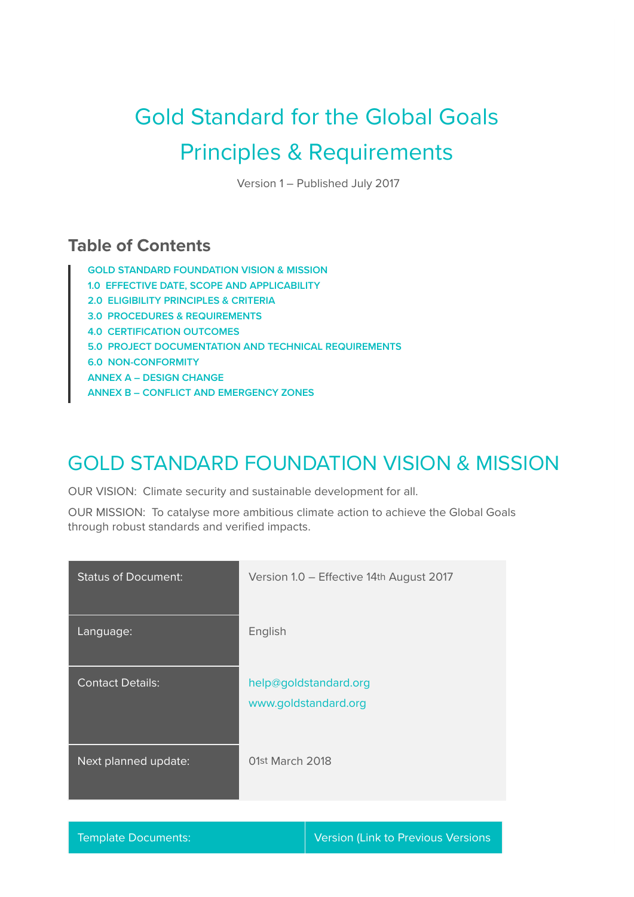# Gold Standard for the Global Goals

# Principles & Requirements

Version 1 – Published July 2017

## Table of Contents

- GOLD STANDARD FOUNDATION VISION & MISSION
- 1.0 EFFECTIVE DATE, SCOPE AND APPLICABILITY
- 2.0 ELIGIBILITY PRINCIPLES & CRITERIA
- 3.0 PROCEDURES & REQUIREMENTS
- 4.0 CERTIFICATION OUTCOMES
- 5.0 PROJECT DOCUMENTATION AND TECHNICAL REQUIREMENTS
- 6.0 NON-CONFORMITY
- ANNEX A – DESIGN CHANGE
- ANNEX B – CONFLICT AND EMERGENCY ZONES

## GOLD STANDARD FOUNDATION VISION & MISSION

OUR VISION: Climate security and sustainable development for all.

OUR MISSION: To catalyse more ambitious climate action to achieve the Global Goals through robust standards and verified impacts.

| | |
|---|---|
| Status of Document: | Version 1.0 – Effective 14th August 2017 |
| Language: | English |
| Contact Details: | help@goldstandard.org<br>www.goldstandard.org |
| Next planned update: | 01st March 2018 |

| Template Documents: | Version (Link to Previous Versions |
|---|---|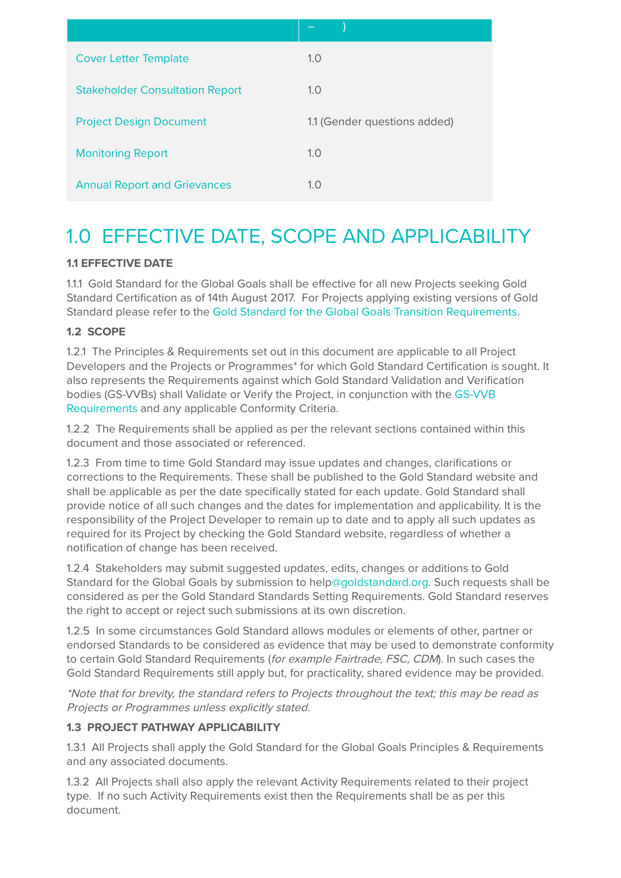|  | – ) |
|---|---|
| Cover Letter Template | 1.0 |
| Stakeholder Consultation Report | 1.0 |
| Project Design Document | 1.1 (Gender questions added) |
| Monitoring Report | 1.0 |
| Annual Report and Grievances | 1.0 |

# 1.0 EFFECTIVE DATE, SCOPE AND APPLICABILITY

**1.1 EFFECTIVE DATE**

1.1.1 Gold Standard for the Global Goals shall be effective for all new Projects seeking Gold Standard Certification as of 14th August 2017. For Projects applying existing versions of Gold Standard please refer to the Gold Standard for the Global Goals Transition Requirements.

**1.2 SCOPE**

1.2.1 The Principles & Requirements set out in this document are applicable to all Project Developers and the Projects or Programmes* for which Gold Standard Certification is sought. It also represents the Requirements against which Gold Standard Validation and Verification bodies (GS-VVBs) shall Validate or Verify the Project, in conjunction with the GS-VVB Requirements and any applicable Conformity Criteria.

1.2.2 The Requirements shall be applied as per the relevant sections contained within this document and those associated or referenced.

1.2.3 From time to time Gold Standard may issue updates and changes, clarifications or corrections to the Requirements. These shall be published to the Gold Standard website and shall be applicable as per the date specifically stated for each update. Gold Standard shall provide notice of all such changes and the dates for implementation and applicability. It is the responsibility of the Project Developer to remain up to date and to apply all such updates as required for its Project by checking the Gold Standard website, regardless of whether a notification of change has been received.

1.2.4 Stakeholders may submit suggested updates, edits, changes or additions to Gold Standard for the Global Goals by submission to help@goldstandard.org. Such requests shall be considered as per the Gold Standard Standards Setting Requirements. Gold Standard reserves the right to accept or reject such submissions at its own discretion.

1.2.5 In some circumstances Gold Standard allows modules or elements of other, partner or endorsed Standards to be considered as evidence that may be used to demonstrate conformity to certain Gold Standard Requirements (*for example Fairtrade, FSC, CDM*). In such cases the Gold Standard Requirements still apply but, for practicality, shared evidence may be provided.

*\*Note that for brevity, the standard refers to Projects throughout the text; this may be read as Projects or Programmes unless explicitly stated.*

**1.3 PROJECT PATHWAY APPLICABILITY**

1.3.1 All Projects shall apply the Gold Standard for the Global Goals Principles & Requirements and any associated documents.

1.3.2 All Projects shall also apply the relevant Activity Requirements related to their project type. If no such Activity Requirements exist then the Requirements shall be as per this document.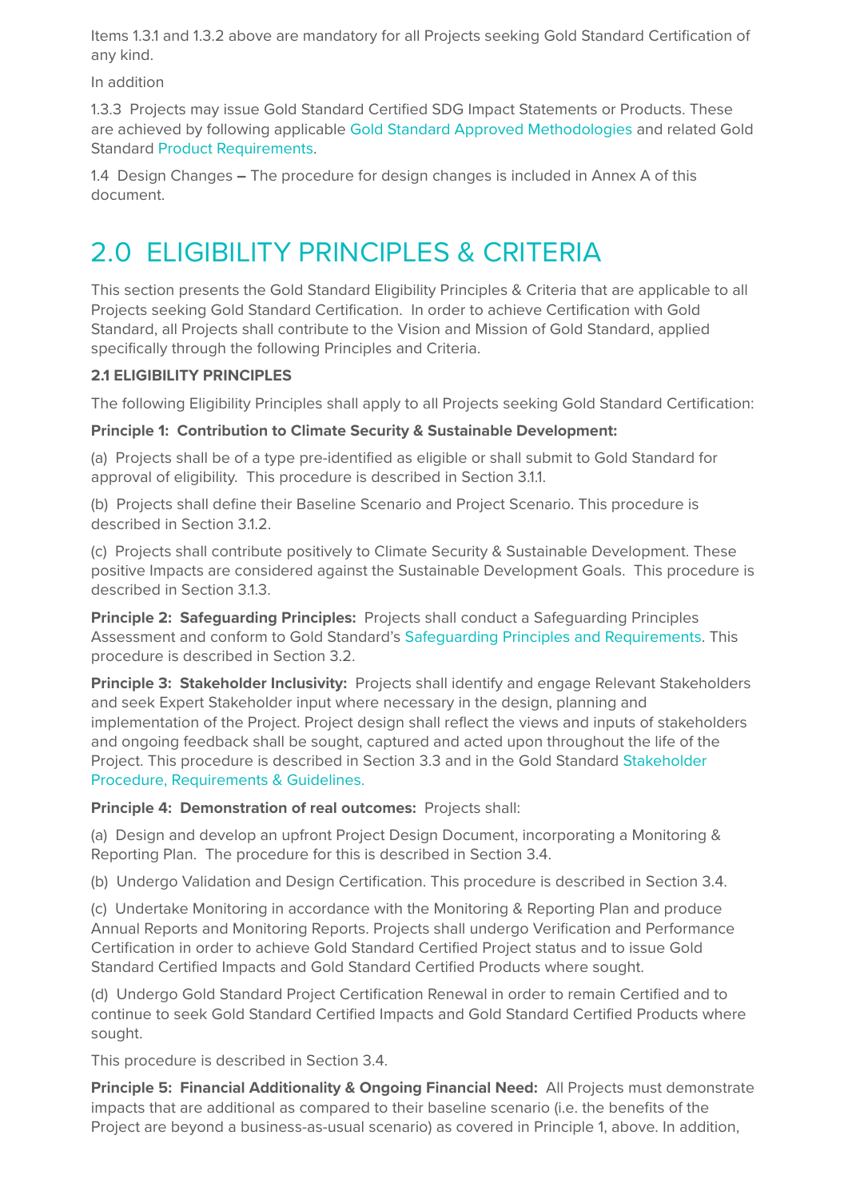Items 1.3.1 and 1.3.2 above are mandatory for all Projects seeking Gold Standard Certification of any kind.

In addition

1.3.3 Projects may issue Gold Standard Certified SDG Impact Statements or Products. These are achieved by following applicable Gold Standard Approved Methodologies and related Gold Standard Product Requirements.

1.4 Design Changes – The procedure for design changes is included in Annex A of this document.

# 2.0 ELIGIBILITY PRINCIPLES & CRITERIA

This section presents the Gold Standard Eligibility Principles & Criteria that are applicable to all Projects seeking Gold Standard Certification. In order to achieve Certification with Gold Standard, all Projects shall contribute to the Vision and Mission of Gold Standard, applied specifically through the following Principles and Criteria.

### 2.1 ELIGIBILITY PRINCIPLES

The following Eligibility Principles shall apply to all Projects seeking Gold Standard Certification:

**Principle 1: Contribution to Climate Security & Sustainable Development:**

(a) Projects shall be of a type pre-identified as eligible or shall submit to Gold Standard for approval of eligibility. This procedure is described in Section 3.1.1.

(b) Projects shall define their Baseline Scenario and Project Scenario. This procedure is described in Section 3.1.2.

(c) Projects shall contribute positively to Climate Security & Sustainable Development. These positive Impacts are considered against the Sustainable Development Goals. This procedure is described in Section 3.1.3.

**Principle 2: Safeguarding Principles:** Projects shall conduct a Safeguarding Principles Assessment and conform to Gold Standard's Safeguarding Principles and Requirements. This procedure is described in Section 3.2.

**Principle 3: Stakeholder Inclusivity:** Projects shall identify and engage Relevant Stakeholders and seek Expert Stakeholder input where necessary in the design, planning and implementation of the Project. Project design shall reflect the views and inputs of stakeholders and ongoing feedback shall be sought, captured and acted upon throughout the life of the Project. This procedure is described in Section 3.3 and in the Gold Standard Stakeholder Procedure, Requirements & Guidelines.

**Principle 4: Demonstration of real outcomes:** Projects shall:

(a) Design and develop an upfront Project Design Document, incorporating a Monitoring & Reporting Plan. The procedure for this is described in Section 3.4.

(b) Undergo Validation and Design Certification. This procedure is described in Section 3.4.

(c) Undertake Monitoring in accordance with the Monitoring & Reporting Plan and produce Annual Reports and Monitoring Reports. Projects shall undergo Verification and Performance Certification in order to achieve Gold Standard Certified Project status and to issue Gold Standard Certified Impacts and Gold Standard Certified Products where sought.

(d) Undergo Gold Standard Project Certification Renewal in order to remain Certified and to continue to seek Gold Standard Certified Impacts and Gold Standard Certified Products where sought.

This procedure is described in Section 3.4.

**Principle 5: Financial Additionality & Ongoing Financial Need:** All Projects must demonstrate impacts that are additional as compared to their baseline scenario (i.e. the benefits of the Project are beyond a business-as-usual scenario) as covered in Principle 1, above. In addition,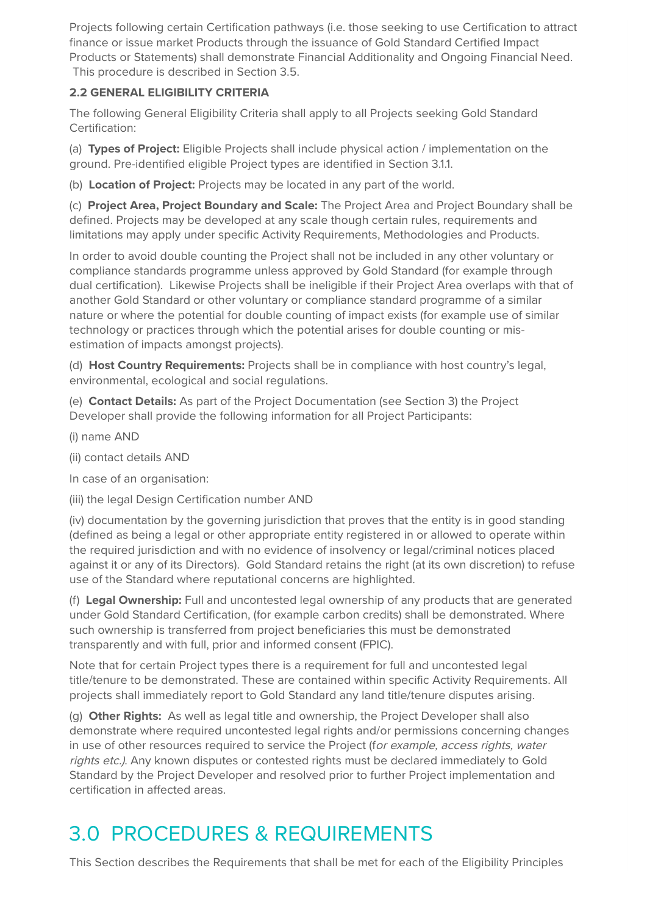Projects following certain Certification pathways (i.e. those seeking to use Certification to attract finance or issue market Products through the issuance of Gold Standard Certified Impact Products or Statements) shall demonstrate Financial Additionality and Ongoing Financial Need. This procedure is described in Section 3.5.

### 2.2 GENERAL ELIGIBILITY CRITERIA

The following General Eligibility Criteria shall apply to all Projects seeking Gold Standard Certification:

(a) **Types of Project:** Eligible Projects shall include physical action / implementation on the ground. Pre-identified eligible Project types are identified in Section 3.1.1.

(b) **Location of Project:** Projects may be located in any part of the world.

(c) **Project Area, Project Boundary and Scale:** The Project Area and Project Boundary shall be defined. Projects may be developed at any scale though certain rules, requirements and limitations may apply under specific Activity Requirements, Methodologies and Products.

In order to avoid double counting the Project shall not be included in any other voluntary or compliance standards programme unless approved by Gold Standard (for example through dual certification). Likewise Projects shall be ineligible if their Project Area overlaps with that of another Gold Standard or other voluntary or compliance standard programme of a similar nature or where the potential for double counting of impact exists (for example use of similar technology or practices through which the potential arises for double counting or mis-estimation of impacts amongst projects).

(d) **Host Country Requirements:** Projects shall be in compliance with host country's legal, environmental, ecological and social regulations.

(e) **Contact Details:** As part of the Project Documentation (see Section 3) the Project Developer shall provide the following information for all Project Participants:

(i) name AND

(ii) contact details AND

In case of an organisation:

(iii) the legal Design Certification number AND

(iv) documentation by the governing jurisdiction that proves that the entity is in good standing (defined as being a legal or other appropriate entity registered in or allowed to operate within the required jurisdiction and with no evidence of insolvency or legal/criminal notices placed against it or any of its Directors). Gold Standard retains the right (at its own discretion) to refuse use of the Standard where reputational concerns are highlighted.

(f) **Legal Ownership:** Full and uncontested legal ownership of any products that are generated under Gold Standard Certification, (for example carbon credits) shall be demonstrated. Where such ownership is transferred from project beneficiaries this must be demonstrated transparently and with full, prior and informed consent (FPIC).

Note that for certain Project types there is a requirement for full and uncontested legal title/tenure to be demonstrated. These are contained within specific Activity Requirements. All projects shall immediately report to Gold Standard any land title/tenure disputes arising.

(g) **Other Rights:** As well as legal title and ownership, the Project Developer shall also demonstrate where required uncontested legal rights and/or permissions concerning changes in use of other resources required to service the Project (f*or example, access rights, water rights etc.)*. Any known disputes or contested rights must be declared immediately to Gold Standard by the Project Developer and resolved prior to further Project implementation and certification in affected areas.

# 3.0 PROCEDURES & REQUIREMENTS

This Section describes the Requirements that shall be met for each of the Eligibility Principles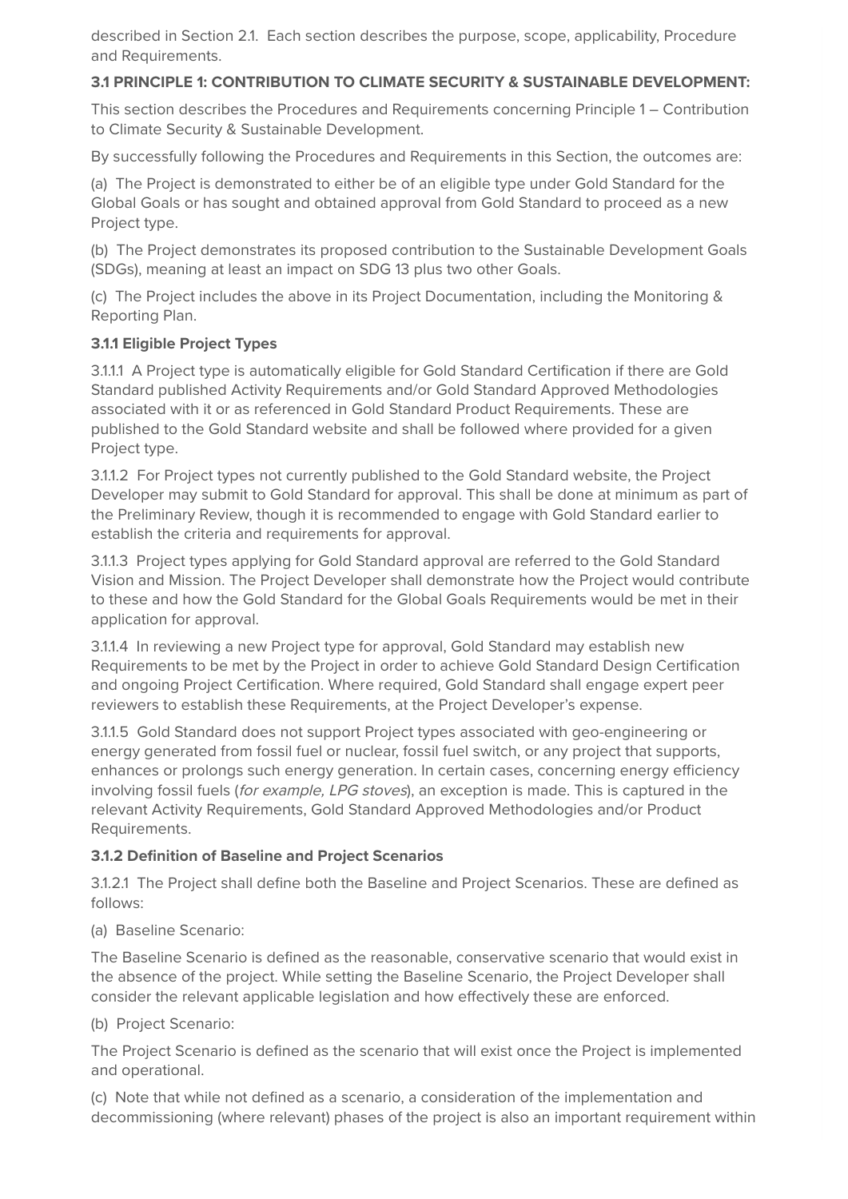described in Section 2.1. Each section describes the purpose, scope, applicability, Procedure and Requirements.

### 3.1 PRINCIPLE 1: CONTRIBUTION TO CLIMATE SECURITY & SUSTAINABLE DEVELOPMENT:

This section describes the Procedures and Requirements concerning Principle 1 – Contribution to Climate Security & Sustainable Development.

By successfully following the Procedures and Requirements in this Section, the outcomes are:

(a) The Project is demonstrated to either be of an eligible type under Gold Standard for the Global Goals or has sought and obtained approval from Gold Standard to proceed as a new Project type.

(b) The Project demonstrates its proposed contribution to the Sustainable Development Goals (SDGs), meaning at least an impact on SDG 13 plus two other Goals.

(c) The Project includes the above in its Project Documentation, including the Monitoring & Reporting Plan.

#### 3.1.1 Eligible Project Types

3.1.1.1 A Project type is automatically eligible for Gold Standard Certification if there are Gold Standard published Activity Requirements and/or Gold Standard Approved Methodologies associated with it or as referenced in Gold Standard Product Requirements. These are published to the Gold Standard website and shall be followed where provided for a given Project type.

3.1.1.2 For Project types not currently published to the Gold Standard website, the Project Developer may submit to Gold Standard for approval. This shall be done at minimum as part of the Preliminary Review, though it is recommended to engage with Gold Standard earlier to establish the criteria and requirements for approval.

3.1.1.3 Project types applying for Gold Standard approval are referred to the Gold Standard Vision and Mission. The Project Developer shall demonstrate how the Project would contribute to these and how the Gold Standard for the Global Goals Requirements would be met in their application for approval.

3.1.1.4 In reviewing a new Project type for approval, Gold Standard may establish new Requirements to be met by the Project in order to achieve Gold Standard Design Certification and ongoing Project Certification. Where required, Gold Standard shall engage expert peer reviewers to establish these Requirements, at the Project Developer's expense.

3.1.1.5 Gold Standard does not support Project types associated with geo-engineering or energy generated from fossil fuel or nuclear, fossil fuel switch, or any project that supports, enhances or prolongs such energy generation. In certain cases, concerning energy efficiency involving fossil fuels (*for example, LPG stoves*), an exception is made. This is captured in the relevant Activity Requirements, Gold Standard Approved Methodologies and/or Product Requirements.

#### 3.1.2 Definition of Baseline and Project Scenarios

3.1.2.1 The Project shall define both the Baseline and Project Scenarios. These are defined as follows:

(a) Baseline Scenario:

The Baseline Scenario is defined as the reasonable, conservative scenario that would exist in the absence of the project. While setting the Baseline Scenario, the Project Developer shall consider the relevant applicable legislation and how effectively these are enforced.

(b) Project Scenario:

The Project Scenario is defined as the scenario that will exist once the Project is implemented and operational.

(c) Note that while not defined as a scenario, a consideration of the implementation and decommissioning (where relevant) phases of the project is also an important requirement within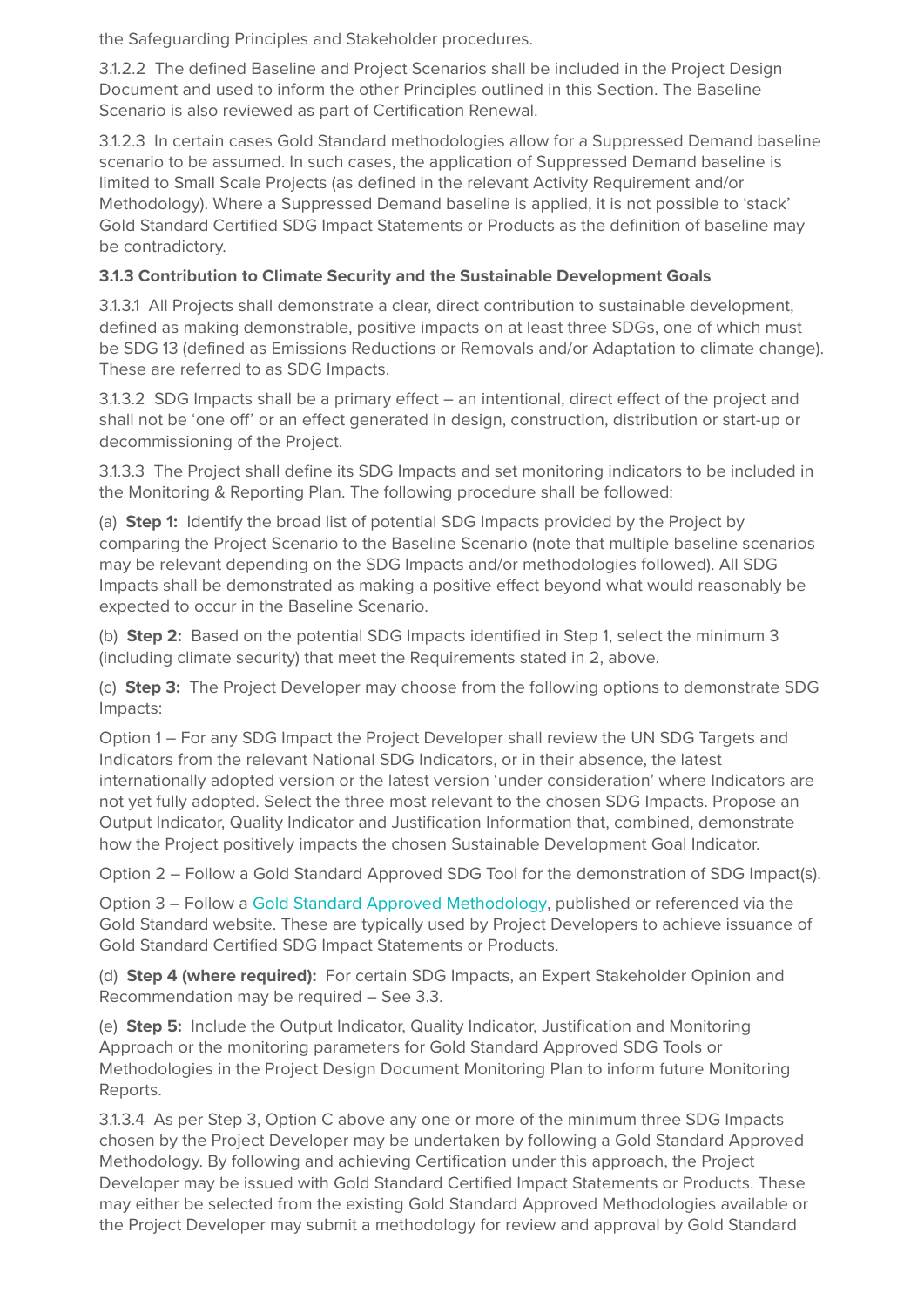the Safeguarding Principles and Stakeholder procedures.

3.1.2.2 The defined Baseline and Project Scenarios shall be included in the Project Design Document and used to inform the other Principles outlined in this Section. The Baseline Scenario is also reviewed as part of Certification Renewal.

3.1.2.3 In certain cases Gold Standard methodologies allow for a Suppressed Demand baseline scenario to be assumed. In such cases, the application of Suppressed Demand baseline is limited to Small Scale Projects (as defined in the relevant Activity Requirement and/or Methodology). Where a Suppressed Demand baseline is applied, it is not possible to 'stack' Gold Standard Certified SDG Impact Statements or Products as the definition of baseline may be contradictory.

**3.1.3 Contribution to Climate Security and the Sustainable Development Goals**

3.1.3.1 All Projects shall demonstrate a clear, direct contribution to sustainable development, defined as making demonstrable, positive impacts on at least three SDGs, one of which must be SDG 13 (defined as Emissions Reductions or Removals and/or Adaptation to climate change). These are referred to as SDG Impacts.

3.1.3.2 SDG Impacts shall be a primary effect – an intentional, direct effect of the project and shall not be 'one off' or an effect generated in design, construction, distribution or start-up or decommissioning of the Project.

3.1.3.3 The Project shall define its SDG Impacts and set monitoring indicators to be included in the Monitoring & Reporting Plan. The following procedure shall be followed:

(a) **Step 1:** Identify the broad list of potential SDG Impacts provided by the Project by comparing the Project Scenario to the Baseline Scenario (note that multiple baseline scenarios may be relevant depending on the SDG Impacts and/or methodologies followed). All SDG Impacts shall be demonstrated as making a positive effect beyond what would reasonably be expected to occur in the Baseline Scenario.

(b) **Step 2:** Based on the potential SDG Impacts identified in Step 1, select the minimum 3 (including climate security) that meet the Requirements stated in 2, above.

(c) **Step 3:** The Project Developer may choose from the following options to demonstrate SDG Impacts:

Option 1 – For any SDG Impact the Project Developer shall review the UN SDG Targets and Indicators from the relevant National SDG Indicators, or in their absence, the latest internationally adopted version or the latest version 'under consideration' where Indicators are not yet fully adopted. Select the three most relevant to the chosen SDG Impacts. Propose an Output Indicator, Quality Indicator and Justification Information that, combined, demonstrate how the Project positively impacts the chosen Sustainable Development Goal Indicator.

Option 2 – Follow a Gold Standard Approved SDG Tool for the demonstration of SDG Impact(s).

Option 3 – Follow a Gold Standard Approved Methodology, published or referenced via the Gold Standard website. These are typically used by Project Developers to achieve issuance of Gold Standard Certified SDG Impact Statements or Products.

(d) **Step 4 (where required):** For certain SDG Impacts, an Expert Stakeholder Opinion and Recommendation may be required – See 3.3.

(e) **Step 5:** Include the Output Indicator, Quality Indicator, Justification and Monitoring Approach or the monitoring parameters for Gold Standard Approved SDG Tools or Methodologies in the Project Design Document Monitoring Plan to inform future Monitoring Reports.

3.1.3.4 As per Step 3, Option C above any one or more of the minimum three SDG Impacts chosen by the Project Developer may be undertaken by following a Gold Standard Approved Methodology. By following and achieving Certification under this approach, the Project Developer may be issued with Gold Standard Certified Impact Statements or Products. These may either be selected from the existing Gold Standard Approved Methodologies available or the Project Developer may submit a methodology for review and approval by Gold Standard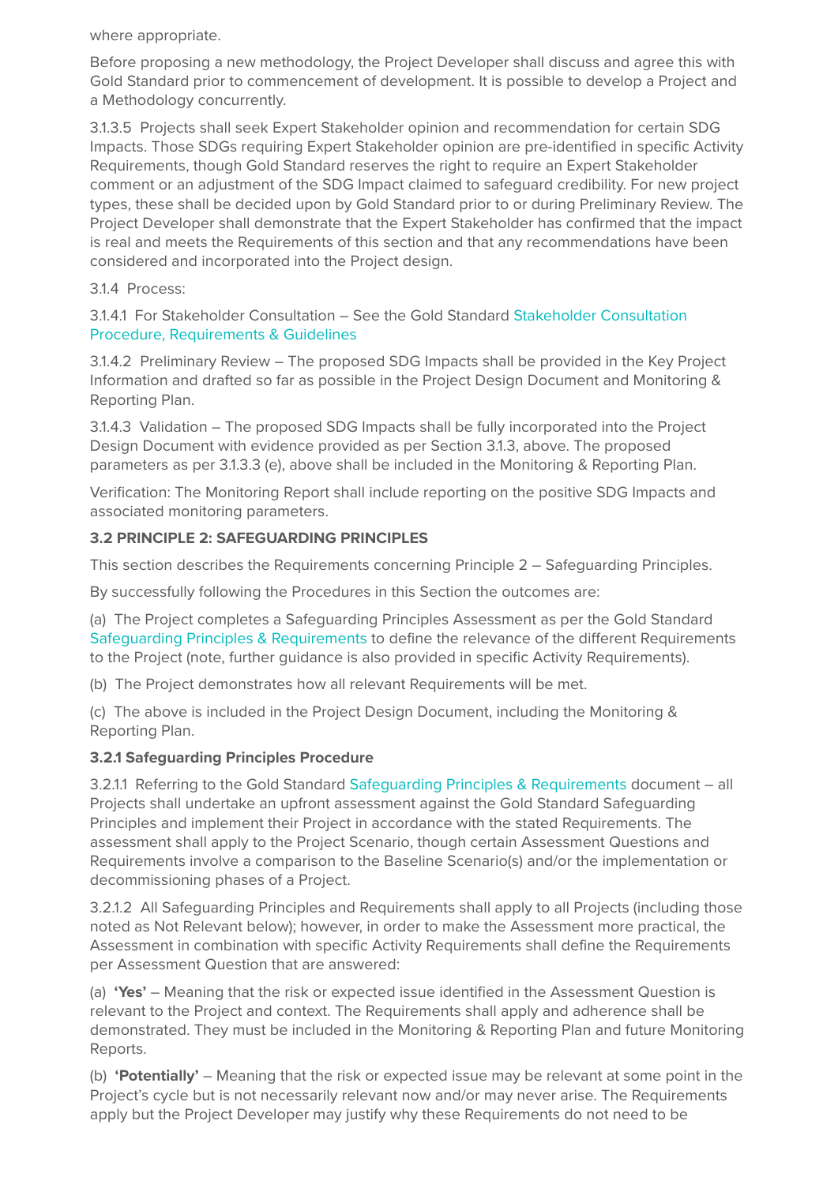where appropriate.

Before proposing a new methodology, the Project Developer shall discuss and agree this with Gold Standard prior to commencement of development. It is possible to develop a Project and a Methodology concurrently.

3.1.3.5 Projects shall seek Expert Stakeholder opinion and recommendation for certain SDG Impacts. Those SDGs requiring Expert Stakeholder opinion are pre-identified in specific Activity Requirements, though Gold Standard reserves the right to require an Expert Stakeholder comment or an adjustment of the SDG Impact claimed to safeguard credibility. For new project types, these shall be decided upon by Gold Standard prior to or during Preliminary Review. The Project Developer shall demonstrate that the Expert Stakeholder has confirmed that the impact is real and meets the Requirements of this section and that any recommendations have been considered and incorporated into the Project design.

3.1.4 Process:

3.1.4.1 For Stakeholder Consultation – See the Gold Standard Stakeholder Consultation Procedure, Requirements & Guidelines

3.1.4.2 Preliminary Review – The proposed SDG Impacts shall be provided in the Key Project Information and drafted so far as possible in the Project Design Document and Monitoring & Reporting Plan.

3.1.4.3 Validation – The proposed SDG Impacts shall be fully incorporated into the Project Design Document with evidence provided as per Section 3.1.3, above. The proposed parameters as per 3.1.3.3 (e), above shall be included in the Monitoring & Reporting Plan.

Verification: The Monitoring Report shall include reporting on the positive SDG Impacts and associated monitoring parameters.

### 3.2 PRINCIPLE 2: SAFEGUARDING PRINCIPLES

This section describes the Requirements concerning Principle 2 – Safeguarding Principles.

By successfully following the Procedures in this Section the outcomes are:

(a) The Project completes a Safeguarding Principles Assessment as per the Gold Standard Safeguarding Principles & Requirements to define the relevance of the different Requirements to the Project (note, further guidance is also provided in specific Activity Requirements).

(b) The Project demonstrates how all relevant Requirements will be met.

(c) The above is included in the Project Design Document, including the Monitoring & Reporting Plan.

#### 3.2.1 Safeguarding Principles Procedure

3.2.1.1 Referring to the Gold Standard Safeguarding Principles & Requirements document – all Projects shall undertake an upfront assessment against the Gold Standard Safeguarding Principles and implement their Project in accordance with the stated Requirements. The assessment shall apply to the Project Scenario, though certain Assessment Questions and Requirements involve a comparison to the Baseline Scenario(s) and/or the implementation or decommissioning phases of a Project.

3.2.1.2 All Safeguarding Principles and Requirements shall apply to all Projects (including those noted as Not Relevant below); however, in order to make the Assessment more practical, the Assessment in combination with specific Activity Requirements shall define the Requirements per Assessment Question that are answered:

(a) **'Yes'** – Meaning that the risk or expected issue identified in the Assessment Question is relevant to the Project and context. The Requirements shall apply and adherence shall be demonstrated. They must be included in the Monitoring & Reporting Plan and future Monitoring Reports.

(b) **'Potentially'** – Meaning that the risk or expected issue may be relevant at some point in the Project's cycle but is not necessarily relevant now and/or may never arise. The Requirements apply but the Project Developer may justify why these Requirements do not need to be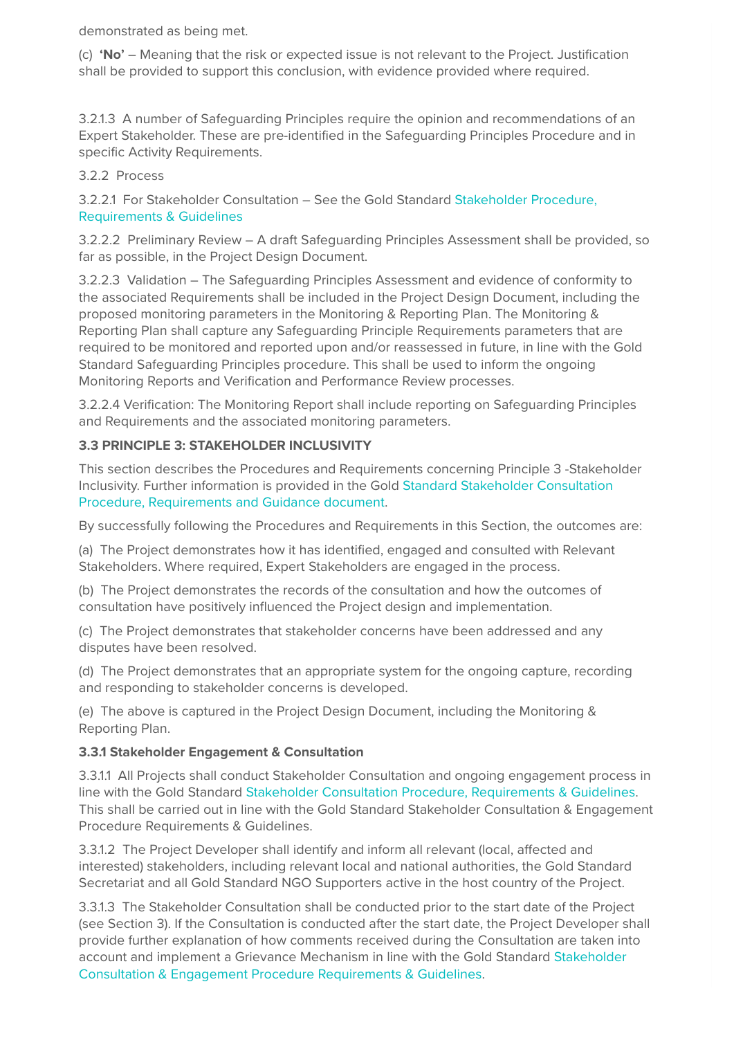demonstrated as being met.

(c) **'No'** – Meaning that the risk or expected issue is not relevant to the Project. Justification shall be provided to support this conclusion, with evidence provided where required.

3.2.1.3 A number of Safeguarding Principles require the opinion and recommendations of an Expert Stakeholder. These are pre-identified in the Safeguarding Principles Procedure and in specific Activity Requirements.

3.2.2 Process

3.2.2.1 For Stakeholder Consultation – See the Gold Standard Stakeholder Procedure, Requirements & Guidelines

3.2.2.2 Preliminary Review – A draft Safeguarding Principles Assessment shall be provided, so far as possible, in the Project Design Document.

3.2.2.3 Validation – The Safeguarding Principles Assessment and evidence of conformity to the associated Requirements shall be included in the Project Design Document, including the proposed monitoring parameters in the Monitoring & Reporting Plan. The Monitoring & Reporting Plan shall capture any Safeguarding Principle Requirements parameters that are required to be monitored and reported upon and/or reassessed in future, in line with the Gold Standard Safeguarding Principles procedure. This shall be used to inform the ongoing Monitoring Reports and Verification and Performance Review processes.

3.2.2.4 Verification: The Monitoring Report shall include reporting on Safeguarding Principles and Requirements and the associated monitoring parameters.

**3.3 PRINCIPLE 3: STAKEHOLDER INCLUSIVITY**

This section describes the Procedures and Requirements concerning Principle 3 -Stakeholder Inclusivity. Further information is provided in the Gold Standard Stakeholder Consultation Procedure, Requirements and Guidance document.

By successfully following the Procedures and Requirements in this Section, the outcomes are:

(a) The Project demonstrates how it has identified, engaged and consulted with Relevant Stakeholders. Where required, Expert Stakeholders are engaged in the process.

(b) The Project demonstrates the records of the consultation and how the outcomes of consultation have positively influenced the Project design and implementation.

(c) The Project demonstrates that stakeholder concerns have been addressed and any disputes have been resolved.

(d) The Project demonstrates that an appropriate system for the ongoing capture, recording and responding to stakeholder concerns is developed.

(e) The above is captured in the Project Design Document, including the Monitoring & Reporting Plan.

**3.3.1 Stakeholder Engagement & Consultation**

3.3.1.1 All Projects shall conduct Stakeholder Consultation and ongoing engagement process in line with the Gold Standard Stakeholder Consultation Procedure, Requirements & Guidelines. This shall be carried out in line with the Gold Standard Stakeholder Consultation & Engagement Procedure Requirements & Guidelines.

3.3.1.2 The Project Developer shall identify and inform all relevant (local, affected and interested) stakeholders, including relevant local and national authorities, the Gold Standard Secretariat and all Gold Standard NGO Supporters active in the host country of the Project.

3.3.1.3 The Stakeholder Consultation shall be conducted prior to the start date of the Project (see Section 3). If the Consultation is conducted after the start date, the Project Developer shall provide further explanation of how comments received during the Consultation are taken into account and implement a Grievance Mechanism in line with the Gold Standard Stakeholder Consultation & Engagement Procedure Requirements & Guidelines.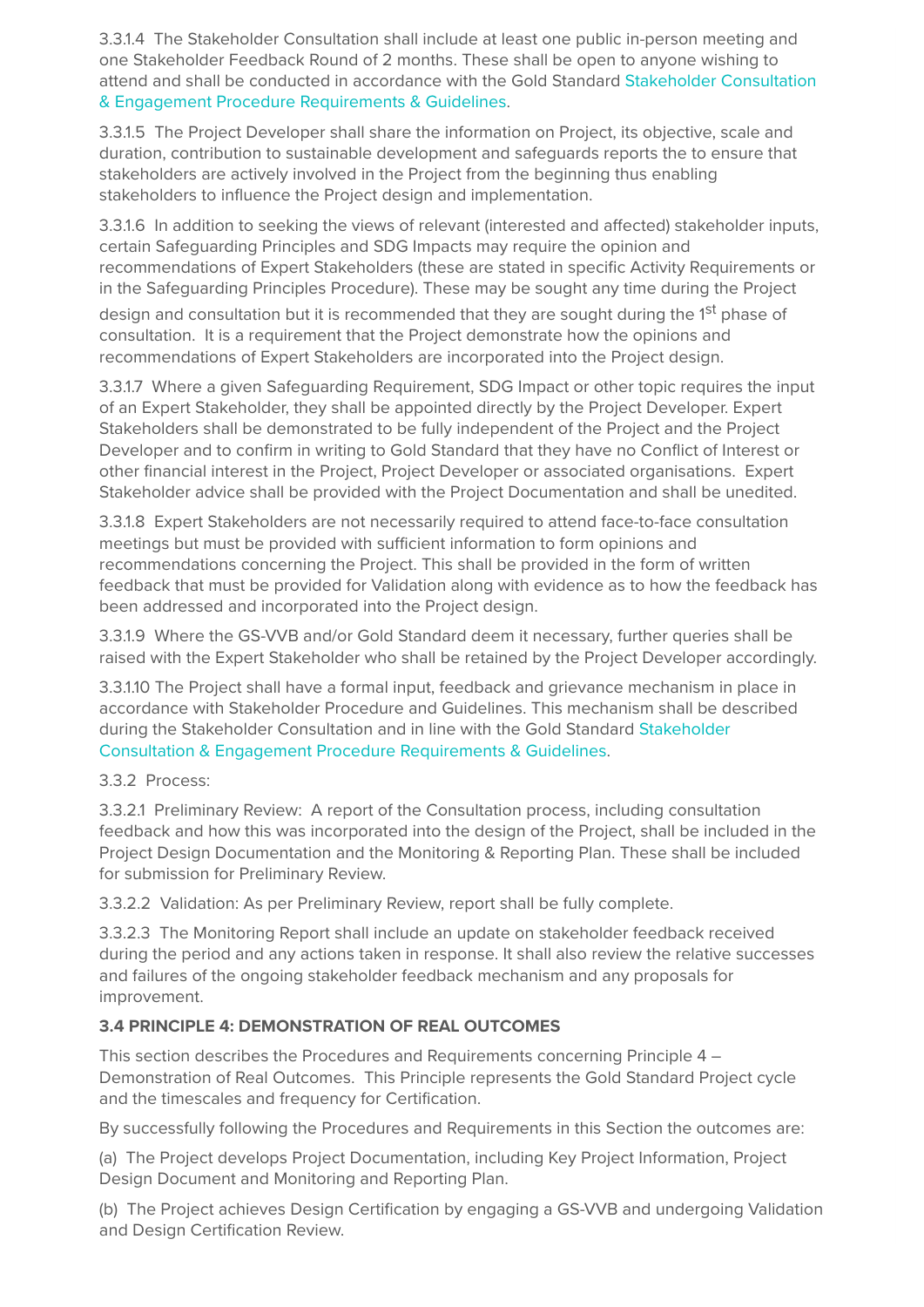3.3.1.4 The Stakeholder Consultation shall include at least one public in-person meeting and one Stakeholder Feedback Round of 2 months. These shall be open to anyone wishing to attend and shall be conducted in accordance with the Gold Standard Stakeholder Consultation & Engagement Procedure Requirements & Guidelines.

3.3.1.5 The Project Developer shall share the information on Project, its objective, scale and duration, contribution to sustainable development and safeguards reports the to ensure that stakeholders are actively involved in the Project from the beginning thus enabling stakeholders to influence the Project design and implementation.

3.3.1.6 In addition to seeking the views of relevant (interested and affected) stakeholder inputs, certain Safeguarding Principles and SDG Impacts may require the opinion and recommendations of Expert Stakeholders (these are stated in specific Activity Requirements or in the Safeguarding Principles Procedure). These may be sought any time during the Project design and consultation but it is recommended that they are sought during the 1st phase of consultation. It is a requirement that the Project demonstrate how the opinions and recommendations of Expert Stakeholders are incorporated into the Project design.

3.3.1.7 Where a given Safeguarding Requirement, SDG Impact or other topic requires the input of an Expert Stakeholder, they shall be appointed directly by the Project Developer. Expert Stakeholders shall be demonstrated to be fully independent of the Project and the Project Developer and to confirm in writing to Gold Standard that they have no Conflict of Interest or other financial interest in the Project, Project Developer or associated organisations. Expert Stakeholder advice shall be provided with the Project Documentation and shall be unedited.

3.3.1.8 Expert Stakeholders are not necessarily required to attend face-to-face consultation meetings but must be provided with sufficient information to form opinions and recommendations concerning the Project. This shall be provided in the form of written feedback that must be provided for Validation along with evidence as to how the feedback has been addressed and incorporated into the Project design.

3.3.1.9 Where the GS-VVB and/or Gold Standard deem it necessary, further queries shall be raised with the Expert Stakeholder who shall be retained by the Project Developer accordingly.

3.3.1.10 The Project shall have a formal input, feedback and grievance mechanism in place in accordance with Stakeholder Procedure and Guidelines. This mechanism shall be described during the Stakeholder Consultation and in line with the Gold Standard Stakeholder Consultation & Engagement Procedure Requirements & Guidelines.

3.3.2 Process:

3.3.2.1 Preliminary Review: A report of the Consultation process, including consultation feedback and how this was incorporated into the design of the Project, shall be included in the Project Design Documentation and the Monitoring & Reporting Plan. These shall be included for submission for Preliminary Review.

3.3.2.2 Validation: As per Preliminary Review, report shall be fully complete.

3.3.2.3 The Monitoring Report shall include an update on stakeholder feedback received during the period and any actions taken in response. It shall also review the relative successes and failures of the ongoing stakeholder feedback mechanism and any proposals for improvement.

### 3.4 PRINCIPLE 4: DEMONSTRATION OF REAL OUTCOMES

This section describes the Procedures and Requirements concerning Principle 4 – Demonstration of Real Outcomes. This Principle represents the Gold Standard Project cycle and the timescales and frequency for Certification.

By successfully following the Procedures and Requirements in this Section the outcomes are:

(a) The Project develops Project Documentation, including Key Project Information, Project Design Document and Monitoring and Reporting Plan.

(b) The Project achieves Design Certification by engaging a GS-VVB and undergoing Validation and Design Certification Review.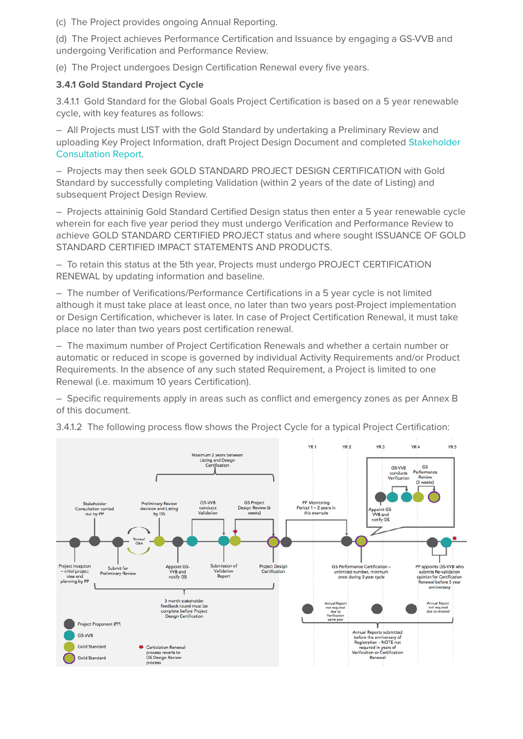(c) The Project provides ongoing Annual Reporting.

(d) The Project achieves Performance Certification and Issuance by engaging a GS-VVB and undergoing Verification and Performance Review.

(e) The Project undergoes Design Certification Renewal every five years.

### 3.4.1 Gold Standard Project Cycle

3.4.1.1 Gold Standard for the Global Goals Project Certification is based on a 5 year renewable cycle, with key features as follows:

– All Projects must LIST with the Gold Standard by undertaking a Preliminary Review and uploading Key Project Information, draft Project Design Document and completed Stakeholder Consultation Report.

– Projects may then seek GOLD STANDARD PROJECT DESIGN CERTIFICATION with Gold Standard by successfully completing Validation (within 2 years of the date of Listing) and subsequent Project Design Review.

– Projects attainining Gold Standard Certified Design status then enter a 5 year renewable cycle wherein for each five year period they must undergo Verification and Performance Review to achieve GOLD STANDARD CERTIFIED PROJECT status and where sought ISSUANCE OF GOLD STANDARD CERTIFIED IMPACT STATEMENTS AND PRODUCTS.

– To retain this status at the 5th year, Projects must undergo PROJECT CERTIFICATION RENEWAL by updating information and baseline.

– The number of Verifications/Performance Certifications in a 5 year cycle is not limited although it must take place at least once, no later than two years post-Project implementation or Design Certification, whichever is later. In case of Project Certification Renewal, it must take place no later than two years post certification renewal.

– The maximum number of Project Certification Renewals and whether a certain number or automatic or reduced in scope is governed by individual Activity Requirements and/or Product Requirements. In the absence of any such stated Requirement, a Project is limited to one Renewal (i.e. maximum 10 years Certification).

– Specific requirements apply in areas such as conflict and emergency zones as per Annex B of this document.

3.4.1.2 The following process flow shows the Project Cycle for a typical Project Certification:

Maximum 2 years between Listing and Design Certification

YR 1 YR 2 YR 3 YR 4 YR 5

Stakeholder Consultation carried out by PP | Preliminary Review decision and Listing by GS | GS-VVB conducts Validation | GS Project Design Review (6 weeks) | PP Monitoring Period 1 – 2 years in this example | Appoint GS-VVB and notify GS | GS-VVB conducts Verification | GS Performance Review (3 weeks)

Review/Q&A

Project inception – initial project idea and planning by PP | Submit for Preliminary Review | Appoint GS-VVB and notify GS | Submission of Validation Report | Project Design Certification | GS Performance Certification – unlimited number, minimum once during 5 year cycle | PP appoints GS-VVB who submits Re-validation opinion for Certification Renewal before 5 year anniversary

3 month stakeholder feedback round must be complete before Project Design Certification

Annual Report not required due to Verification same year | Annual Report not required due to renewal

Annual Reports submitted before the anniversary of Registration – NOTE not required in years of Verification or Certification Renewal

Project Proponent (PP)
GS-VVB
Gold Standard
Gold Standard
Certiciation Renewal process reverts to GS Design Review process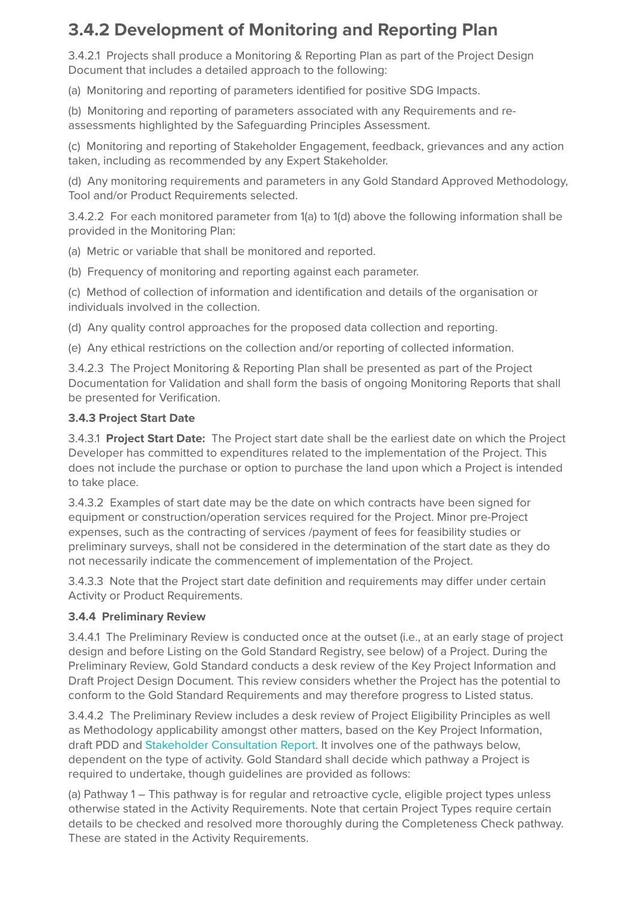## 3.4.2 Development of Monitoring and Reporting Plan

3.4.2.1 Projects shall produce a Monitoring & Reporting Plan as part of the Project Design Document that includes a detailed approach to the following:

(a) Monitoring and reporting of parameters identified for positive SDG Impacts.

(b) Monitoring and reporting of parameters associated with any Requirements and re-assessments highlighted by the Safeguarding Principles Assessment.

(c) Monitoring and reporting of Stakeholder Engagement, feedback, grievances and any action taken, including as recommended by any Expert Stakeholder.

(d) Any monitoring requirements and parameters in any Gold Standard Approved Methodology, Tool and/or Product Requirements selected.

3.4.2.2 For each monitored parameter from 1(a) to 1(d) above the following information shall be provided in the Monitoring Plan:

(a) Metric or variable that shall be monitored and reported.

(b) Frequency of monitoring and reporting against each parameter.

(c) Method of collection of information and identification and details of the organisation or individuals involved in the collection.

(d) Any quality control approaches for the proposed data collection and reporting.

(e) Any ethical restrictions on the collection and/or reporting of collected information.

3.4.2.3 The Project Monitoring & Reporting Plan shall be presented as part of the Project Documentation for Validation and shall form the basis of ongoing Monitoring Reports that shall be presented for Verification.

### 3.4.3 Project Start Date

3.4.3.1 **Project Start Date:** The Project start date shall be the earliest date on which the Project Developer has committed to expenditures related to the implementation of the Project. This does not include the purchase or option to purchase the land upon which a Project is intended to take place.

3.4.3.2 Examples of start date may be the date on which contracts have been signed for equipment or construction/operation services required for the Project. Minor pre-Project expenses, such as the contracting of services /payment of fees for feasibility studies or preliminary surveys, shall not be considered in the determination of the start date as they do not necessarily indicate the commencement of implementation of the Project.

3.4.3.3 Note that the Project start date definition and requirements may differ under certain Activity or Product Requirements.

### 3.4.4 Preliminary Review

3.4.4.1 The Preliminary Review is conducted once at the outset (i.e., at an early stage of project design and before Listing on the Gold Standard Registry, see below) of a Project. During the Preliminary Review, Gold Standard conducts a desk review of the Key Project Information and Draft Project Design Document. This review considers whether the Project has the potential to conform to the Gold Standard Requirements and may therefore progress to Listed status.

3.4.4.2 The Preliminary Review includes a desk review of Project Eligibility Principles as well as Methodology applicability amongst other matters, based on the Key Project Information, draft PDD and Stakeholder Consultation Report. It involves one of the pathways below, dependent on the type of activity. Gold Standard shall decide which pathway a Project is required to undertake, though guidelines are provided as follows:

(a) Pathway 1 – This pathway is for regular and retroactive cycle, eligible project types unless otherwise stated in the Activity Requirements. Note that certain Project Types require certain details to be checked and resolved more thoroughly during the Completeness Check pathway. These are stated in the Activity Requirements.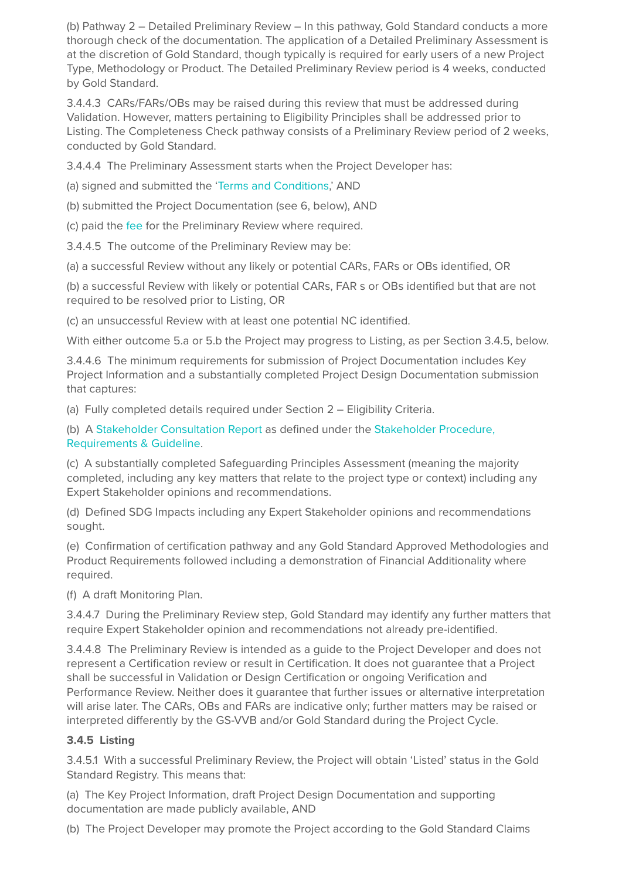(b) Pathway 2 – Detailed Preliminary Review – In this pathway, Gold Standard conducts a more thorough check of the documentation. The application of a Detailed Preliminary Assessment is at the discretion of Gold Standard, though typically is required for early users of a new Project Type, Methodology or Product. The Detailed Preliminary Review period is 4 weeks, conducted by Gold Standard.

3.4.4.3 CARs/FARs/OBs may be raised during this review that must be addressed during Validation. However, matters pertaining to Eligibility Principles shall be addressed prior to Listing. The Completeness Check pathway consists of a Preliminary Review period of 2 weeks, conducted by Gold Standard.

3.4.4.4 The Preliminary Assessment starts when the Project Developer has:

(a) signed and submitted the 'Terms and Conditions,' AND

(b) submitted the Project Documentation (see 6, below), AND

(c) paid the fee for the Preliminary Review where required.

3.4.4.5 The outcome of the Preliminary Review may be:

(a) a successful Review without any likely or potential CARs, FARs or OBs identified, OR

(b) a successful Review with likely or potential CARs, FAR s or OBs identified but that are not required to be resolved prior to Listing, OR

(c) an unsuccessful Review with at least one potential NC identified.

With either outcome 5.a or 5.b the Project may progress to Listing, as per Section 3.4.5, below.

3.4.4.6 The minimum requirements for submission of Project Documentation includes Key Project Information and a substantially completed Project Design Documentation submission that captures:

(a) Fully completed details required under Section 2 – Eligibility Criteria.

(b) A Stakeholder Consultation Report as defined under the Stakeholder Procedure, Requirements & Guideline.

(c) A substantially completed Safeguarding Principles Assessment (meaning the majority completed, including any key matters that relate to the project type or context) including any Expert Stakeholder opinions and recommendations.

(d) Defined SDG Impacts including any Expert Stakeholder opinions and recommendations sought.

(e) Confirmation of certification pathway and any Gold Standard Approved Methodologies and Product Requirements followed including a demonstration of Financial Additionality where required.

(f) A draft Monitoring Plan.

3.4.4.7 During the Preliminary Review step, Gold Standard may identify any further matters that require Expert Stakeholder opinion and recommendations not already pre-identified.

3.4.4.8 The Preliminary Review is intended as a guide to the Project Developer and does not represent a Certification review or result in Certification. It does not guarantee that a Project shall be successful in Validation or Design Certification or ongoing Verification and Performance Review. Neither does it guarantee that further issues or alternative interpretation will arise later. The CARs, OBs and FARs are indicative only; further matters may be raised or interpreted differently by the GS-VVB and/or Gold Standard during the Project Cycle.

### 3.4.5 Listing

3.4.5.1 With a successful Preliminary Review, the Project will obtain 'Listed' status in the Gold Standard Registry. This means that:

(a) The Key Project Information, draft Project Design Documentation and supporting documentation are made publicly available, AND

(b) The Project Developer may promote the Project according to the Gold Standard Claims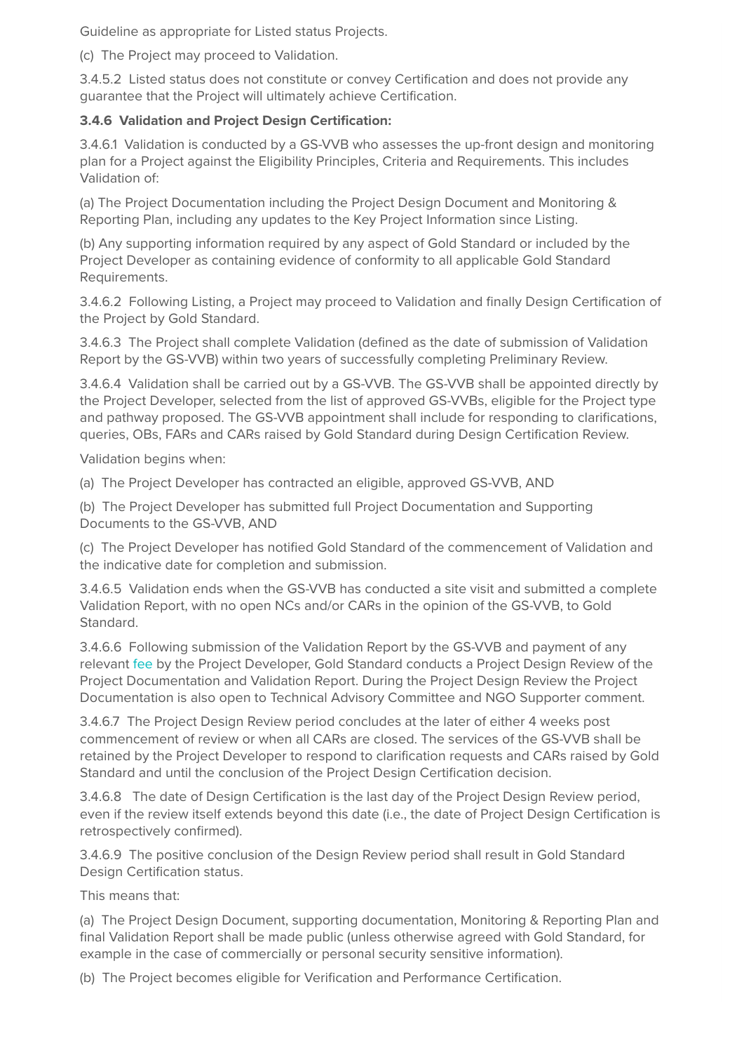Guideline as appropriate for Listed status Projects.

(c) The Project may proceed to Validation.

3.4.5.2 Listed status does not constitute or convey Certification and does not provide any guarantee that the Project will ultimately achieve Certification.

**3.4.6 Validation and Project Design Certification:**

3.4.6.1 Validation is conducted by a GS-VVB who assesses the up-front design and monitoring plan for a Project against the Eligibility Principles, Criteria and Requirements. This includes Validation of:

(a) The Project Documentation including the Project Design Document and Monitoring & Reporting Plan, including any updates to the Key Project Information since Listing.

(b) Any supporting information required by any aspect of Gold Standard or included by the Project Developer as containing evidence of conformity to all applicable Gold Standard Requirements.

3.4.6.2 Following Listing, a Project may proceed to Validation and finally Design Certification of the Project by Gold Standard.

3.4.6.3 The Project shall complete Validation (defined as the date of submission of Validation Report by the GS-VVB) within two years of successfully completing Preliminary Review.

3.4.6.4 Validation shall be carried out by a GS-VVB. The GS-VVB shall be appointed directly by the Project Developer, selected from the list of approved GS-VVBs, eligible for the Project type and pathway proposed. The GS-VVB appointment shall include for responding to clarifications, queries, OBs, FARs and CARs raised by Gold Standard during Design Certification Review.

Validation begins when:

(a) The Project Developer has contracted an eligible, approved GS-VVB, AND

(b) The Project Developer has submitted full Project Documentation and Supporting Documents to the GS-VVB, AND

(c) The Project Developer has notified Gold Standard of the commencement of Validation and the indicative date for completion and submission.

3.4.6.5 Validation ends when the GS-VVB has conducted a site visit and submitted a complete Validation Report, with no open NCs and/or CARs in the opinion of the GS-VVB, to Gold Standard.

3.4.6.6 Following submission of the Validation Report by the GS-VVB and payment of any relevant fee by the Project Developer, Gold Standard conducts a Project Design Review of the Project Documentation and Validation Report. During the Project Design Review the Project Documentation is also open to Technical Advisory Committee and NGO Supporter comment.

3.4.6.7 The Project Design Review period concludes at the later of either 4 weeks post commencement of review or when all CARs are closed. The services of the GS-VVB shall be retained by the Project Developer to respond to clarification requests and CARs raised by Gold Standard and until the conclusion of the Project Design Certification decision.

3.4.6.8 The date of Design Certification is the last day of the Project Design Review period, even if the review itself extends beyond this date (i.e., the date of Project Design Certification is retrospectively confirmed).

3.4.6.9 The positive conclusion of the Design Review period shall result in Gold Standard Design Certification status.

This means that:

(a) The Project Design Document, supporting documentation, Monitoring & Reporting Plan and final Validation Report shall be made public (unless otherwise agreed with Gold Standard, for example in the case of commercially or personal security sensitive information).

(b) The Project becomes eligible for Verification and Performance Certification.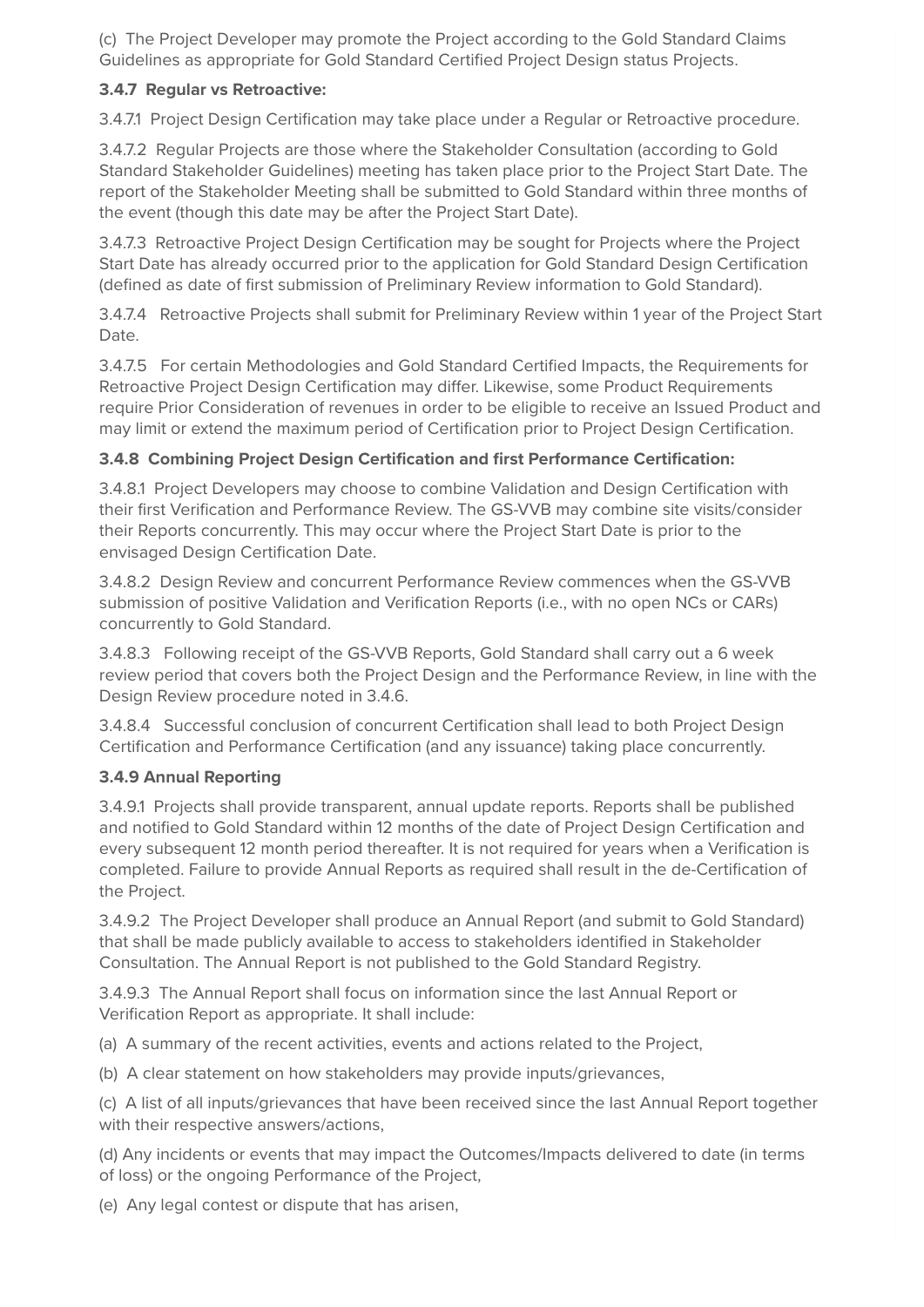(c) The Project Developer may promote the Project according to the Gold Standard Claims Guidelines as appropriate for Gold Standard Certified Project Design status Projects.

### 3.4.7 Regular vs Retroactive:

3.4.7.1 Project Design Certification may take place under a Regular or Retroactive procedure.

3.4.7.2 Regular Projects are those where the Stakeholder Consultation (according to Gold Standard Stakeholder Guidelines) meeting has taken place prior to the Project Start Date. The report of the Stakeholder Meeting shall be submitted to Gold Standard within three months of the event (though this date may be after the Project Start Date).

3.4.7.3 Retroactive Project Design Certification may be sought for Projects where the Project Start Date has already occurred prior to the application for Gold Standard Design Certification (defined as date of first submission of Preliminary Review information to Gold Standard).

3.4.7.4 Retroactive Projects shall submit for Preliminary Review within 1 year of the Project Start Date.

3.4.7.5 For certain Methodologies and Gold Standard Certified Impacts, the Requirements for Retroactive Project Design Certification may differ. Likewise, some Product Requirements require Prior Consideration of revenues in order to be eligible to receive an Issued Product and may limit or extend the maximum period of Certification prior to Project Design Certification.

### 3.4.8 Combining Project Design Certification and first Performance Certification:

3.4.8.1 Project Developers may choose to combine Validation and Design Certification with their first Verification and Performance Review. The GS-VVB may combine site visits/consider their Reports concurrently. This may occur where the Project Start Date is prior to the envisaged Design Certification Date.

3.4.8.2 Design Review and concurrent Performance Review commences when the GS-VVB submission of positive Validation and Verification Reports (i.e., with no open NCs or CARs) concurrently to Gold Standard.

3.4.8.3 Following receipt of the GS-VVB Reports, Gold Standard shall carry out a 6 week review period that covers both the Project Design and the Performance Review, in line with the Design Review procedure noted in 3.4.6.

3.4.8.4 Successful conclusion of concurrent Certification shall lead to both Project Design Certification and Performance Certification (and any issuance) taking place concurrently.

### 3.4.9 Annual Reporting

3.4.9.1 Projects shall provide transparent, annual update reports. Reports shall be published and notified to Gold Standard within 12 months of the date of Project Design Certification and every subsequent 12 month period thereafter. It is not required for years when a Verification is completed. Failure to provide Annual Reports as required shall result in the de-Certification of the Project.

3.4.9.2 The Project Developer shall produce an Annual Report (and submit to Gold Standard) that shall be made publicly available to access to stakeholders identified in Stakeholder Consultation. The Annual Report is not published to the Gold Standard Registry.

3.4.9.3 The Annual Report shall focus on information since the last Annual Report or Verification Report as appropriate. It shall include:

(a) A summary of the recent activities, events and actions related to the Project,

(b) A clear statement on how stakeholders may provide inputs/grievances,

(c) A list of all inputs/grievances that have been received since the last Annual Report together with their respective answers/actions,

(d) Any incidents or events that may impact the Outcomes/Impacts delivered to date (in terms of loss) or the ongoing Performance of the Project,

(e) Any legal contest or dispute that has arisen,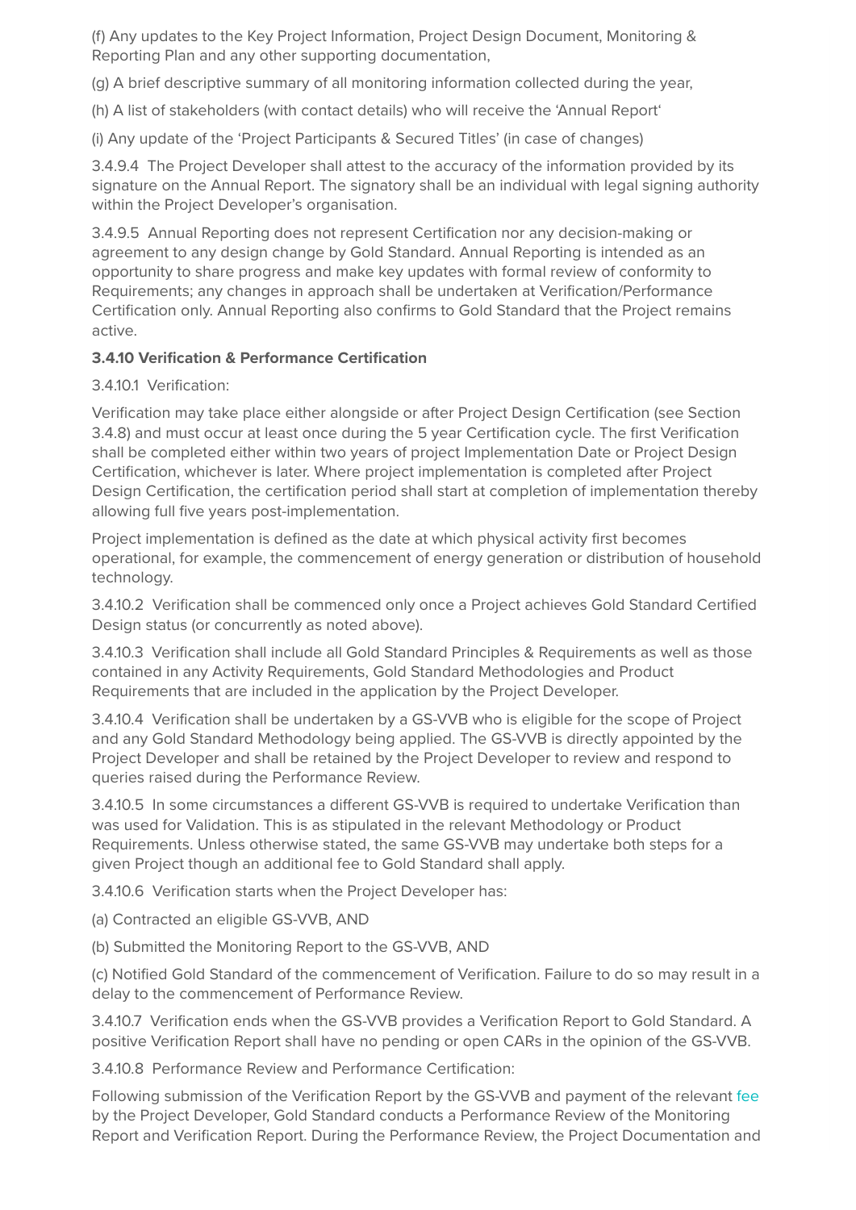(f) Any updates to the Key Project Information, Project Design Document, Monitoring & Reporting Plan and any other supporting documentation,

(g) A brief descriptive summary of all monitoring information collected during the year,

(h) A list of stakeholders (with contact details) who will receive the 'Annual Report'

(i) Any update of the 'Project Participants & Secured Titles' (in case of changes)

3.4.9.4 The Project Developer shall attest to the accuracy of the information provided by its signature on the Annual Report. The signatory shall be an individual with legal signing authority within the Project Developer's organisation.

3.4.9.5 Annual Reporting does not represent Certification nor any decision-making or agreement to any design change by Gold Standard. Annual Reporting is intended as an opportunity to share progress and make key updates with formal review of conformity to Requirements; any changes in approach shall be undertaken at Verification/Performance Certification only. Annual Reporting also confirms to Gold Standard that the Project remains active.

**3.4.10 Verification & Performance Certification**

3.4.10.1 Verification:

Verification may take place either alongside or after Project Design Certification (see Section 3.4.8) and must occur at least once during the 5 year Certification cycle. The first Verification shall be completed either within two years of project Implementation Date or Project Design Certification, whichever is later. Where project implementation is completed after Project Design Certification, the certification period shall start at completion of implementation thereby allowing full five years post-implementation.

Project implementation is defined as the date at which physical activity first becomes operational, for example, the commencement of energy generation or distribution of household technology.

3.4.10.2 Verification shall be commenced only once a Project achieves Gold Standard Certified Design status (or concurrently as noted above).

3.4.10.3 Verification shall include all Gold Standard Principles & Requirements as well as those contained in any Activity Requirements, Gold Standard Methodologies and Product Requirements that are included in the application by the Project Developer.

3.4.10.4 Verification shall be undertaken by a GS-VVB who is eligible for the scope of Project and any Gold Standard Methodology being applied. The GS-VVB is directly appointed by the Project Developer and shall be retained by the Project Developer to review and respond to queries raised during the Performance Review.

3.4.10.5 In some circumstances a different GS-VVB is required to undertake Verification than was used for Validation. This is as stipulated in the relevant Methodology or Product Requirements. Unless otherwise stated, the same GS-VVB may undertake both steps for a given Project though an additional fee to Gold Standard shall apply.

3.4.10.6 Verification starts when the Project Developer has:

(a) Contracted an eligible GS-VVB, AND

(b) Submitted the Monitoring Report to the GS-VVB, AND

(c) Notified Gold Standard of the commencement of Verification. Failure to do so may result in a delay to the commencement of Performance Review.

3.4.10.7 Verification ends when the GS-VVB provides a Verification Report to Gold Standard. A positive Verification Report shall have no pending or open CARs in the opinion of the GS-VVB.

3.4.10.8 Performance Review and Performance Certification:

Following submission of the Verification Report by the GS-VVB and payment of the relevant fee by the Project Developer, Gold Standard conducts a Performance Review of the Monitoring Report and Verification Report. During the Performance Review, the Project Documentation and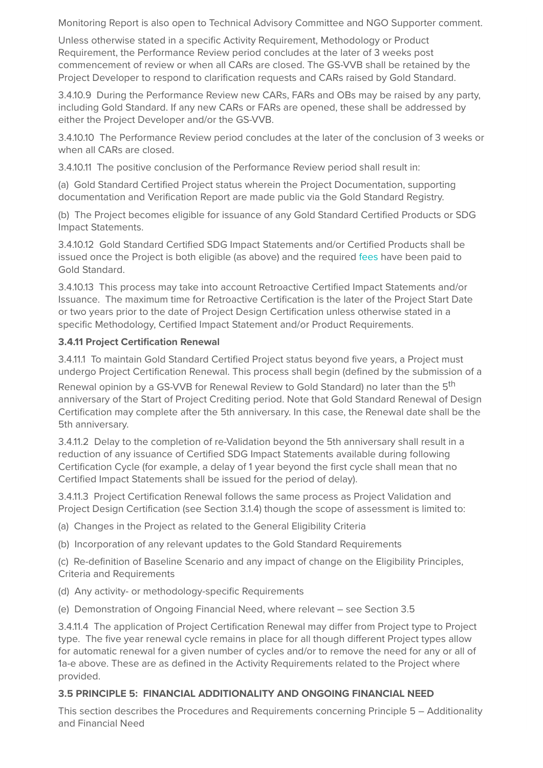Monitoring Report is also open to Technical Advisory Committee and NGO Supporter comment.

Unless otherwise stated in a specific Activity Requirement, Methodology or Product Requirement, the Performance Review period concludes at the later of 3 weeks post commencement of review or when all CARs are closed. The GS-VVB shall be retained by the Project Developer to respond to clarification requests and CARs raised by Gold Standard.

3.4.10.9 During the Performance Review new CARs, FARs and OBs may be raised by any party, including Gold Standard. If any new CARs or FARs are opened, these shall be addressed by either the Project Developer and/or the GS-VVB.

3.4.10.10 The Performance Review period concludes at the later of the conclusion of 3 weeks or when all CARs are closed.

3.4.10.11 The positive conclusion of the Performance Review period shall result in:

(a) Gold Standard Certified Project status wherein the Project Documentation, supporting documentation and Verification Report are made public via the Gold Standard Registry.

(b) The Project becomes eligible for issuance of any Gold Standard Certified Products or SDG Impact Statements.

3.4.10.12 Gold Standard Certified SDG Impact Statements and/or Certified Products shall be issued once the Project is both eligible (as above) and the required fees have been paid to Gold Standard.

3.4.10.13 This process may take into account Retroactive Certified Impact Statements and/or Issuance. The maximum time for Retroactive Certification is the later of the Project Start Date or two years prior to the date of Project Design Certification unless otherwise stated in a specific Methodology, Certified Impact Statement and/or Product Requirements.

**3.4.11 Project Certification Renewal**

3.4.11.1 To maintain Gold Standard Certified Project status beyond five years, a Project must undergo Project Certification Renewal. This process shall begin (defined by the submission of a Renewal opinion by a GS-VVB for Renewal Review to Gold Standard) no later than the 5th anniversary of the Start of Project Crediting period. Note that Gold Standard Renewal of Design Certification may complete after the 5th anniversary. In this case, the Renewal date shall be the 5th anniversary.

3.4.11.2 Delay to the completion of re-Validation beyond the 5th anniversary shall result in a reduction of any issuance of Certified SDG Impact Statements available during following Certification Cycle (for example, a delay of 1 year beyond the first cycle shall mean that no Certified Impact Statements shall be issued for the period of delay).

3.4.11.3 Project Certification Renewal follows the same process as Project Validation and Project Design Certification (see Section 3.1.4) though the scope of assessment is limited to:

(a) Changes in the Project as related to the General Eligibility Criteria

(b) Incorporation of any relevant updates to the Gold Standard Requirements

(c) Re-definition of Baseline Scenario and any impact of change on the Eligibility Principles, Criteria and Requirements

(d) Any activity- or methodology-specific Requirements

(e) Demonstration of Ongoing Financial Need, where relevant – see Section 3.5

3.4.11.4 The application of Project Certification Renewal may differ from Project type to Project type. The five year renewal cycle remains in place for all though different Project types allow for automatic renewal for a given number of cycles and/or to remove the need for any or all of 1a-e above. These are as defined in the Activity Requirements related to the Project where provided.

**3.5 PRINCIPLE 5: FINANCIAL ADDITIONALITY AND ONGOING FINANCIAL NEED**

This section describes the Procedures and Requirements concerning Principle 5 – Additionality and Financial Need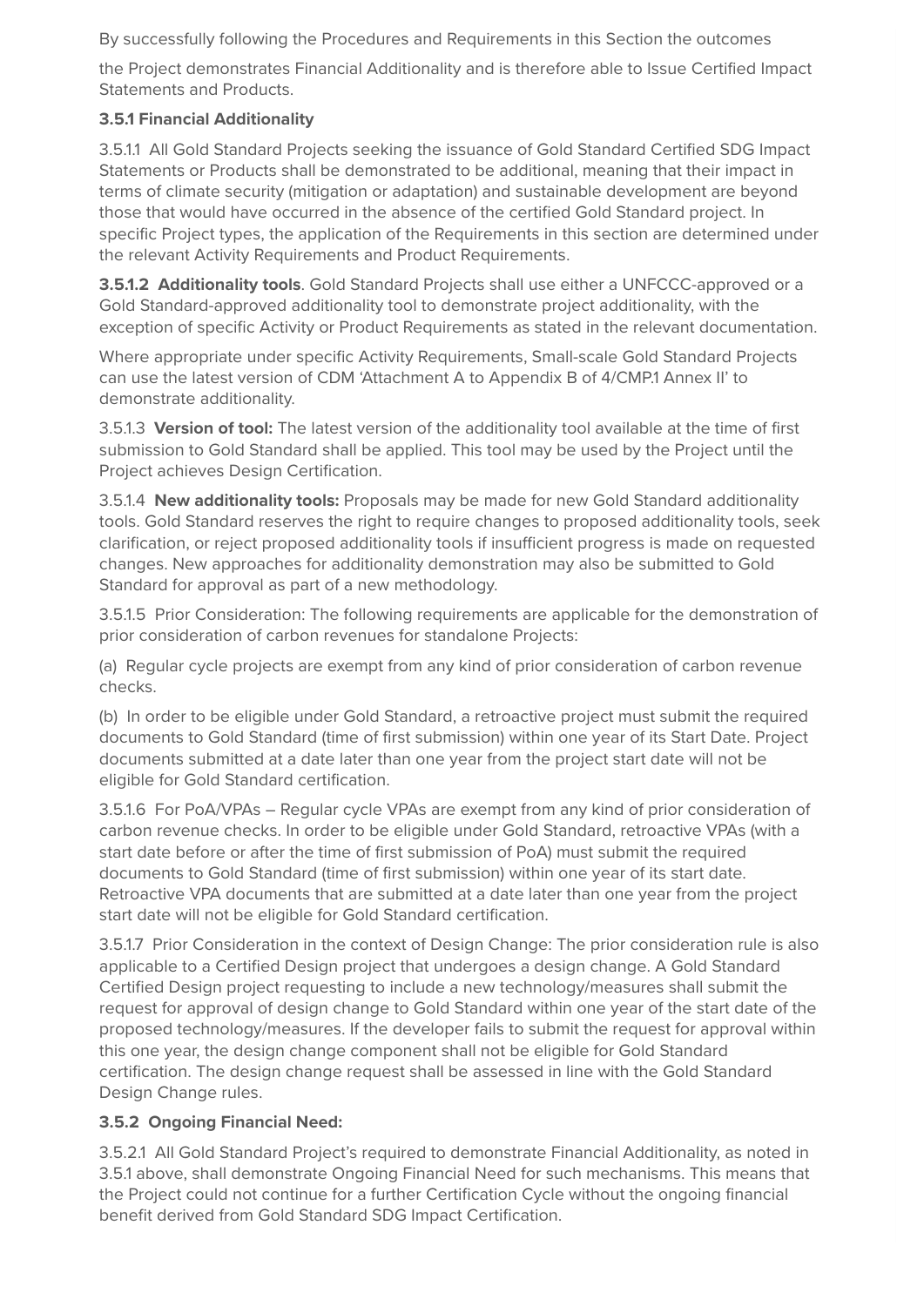By successfully following the Procedures and Requirements in this Section the outcomes

the Project demonstrates Financial Additionality and is therefore able to Issue Certified Impact Statements and Products.

### 3.5.1 Financial Additionality

3.5.1.1 All Gold Standard Projects seeking the issuance of Gold Standard Certified SDG Impact Statements or Products shall be demonstrated to be additional, meaning that their impact in terms of climate security (mitigation or adaptation) and sustainable development are beyond those that would have occurred in the absence of the certified Gold Standard project. In specific Project types, the application of the Requirements in this section are determined under the relevant Activity Requirements and Product Requirements.

**3.5.1.2 Additionality tools**. Gold Standard Projects shall use either a UNFCCC-approved or a Gold Standard-approved additionality tool to demonstrate project additionality, with the exception of specific Activity or Product Requirements as stated in the relevant documentation.

Where appropriate under specific Activity Requirements, Small-scale Gold Standard Projects can use the latest version of CDM 'Attachment A to Appendix B of 4/CMP.1 Annex II' to demonstrate additionality.

3.5.1.3 **Version of tool:** The latest version of the additionality tool available at the time of first submission to Gold Standard shall be applied. This tool may be used by the Project until the Project achieves Design Certification.

3.5.1.4 **New additionality tools:** Proposals may be made for new Gold Standard additionality tools. Gold Standard reserves the right to require changes to proposed additionality tools, seek clarification, or reject proposed additionality tools if insufficient progress is made on requested changes. New approaches for additionality demonstration may also be submitted to Gold Standard for approval as part of a new methodology.

3.5.1.5 Prior Consideration: The following requirements are applicable for the demonstration of prior consideration of carbon revenues for standalone Projects:

(a) Regular cycle projects are exempt from any kind of prior consideration of carbon revenue checks.

(b) In order to be eligible under Gold Standard, a retroactive project must submit the required documents to Gold Standard (time of first submission) within one year of its Start Date. Project documents submitted at a date later than one year from the project start date will not be eligible for Gold Standard certification.

3.5.1.6 For PoA/VPAs – Regular cycle VPAs are exempt from any kind of prior consideration of carbon revenue checks. In order to be eligible under Gold Standard, retroactive VPAs (with a start date before or after the time of first submission of PoA) must submit the required documents to Gold Standard (time of first submission) within one year of its start date. Retroactive VPA documents that are submitted at a date later than one year from the project start date will not be eligible for Gold Standard certification.

3.5.1.7 Prior Consideration in the context of Design Change: The prior consideration rule is also applicable to a Certified Design project that undergoes a design change. A Gold Standard Certified Design project requesting to include a new technology/measures shall submit the request for approval of design change to Gold Standard within one year of the start date of the proposed technology/measures. If the developer fails to submit the request for approval within this one year, the design change component shall not be eligible for Gold Standard certification. The design change request shall be assessed in line with the Gold Standard Design Change rules.

### 3.5.2 Ongoing Financial Need:

3.5.2.1 All Gold Standard Project's required to demonstrate Financial Additionality, as noted in 3.5.1 above, shall demonstrate Ongoing Financial Need for such mechanisms. This means that the Project could not continue for a further Certification Cycle without the ongoing financial benefit derived from Gold Standard SDG Impact Certification.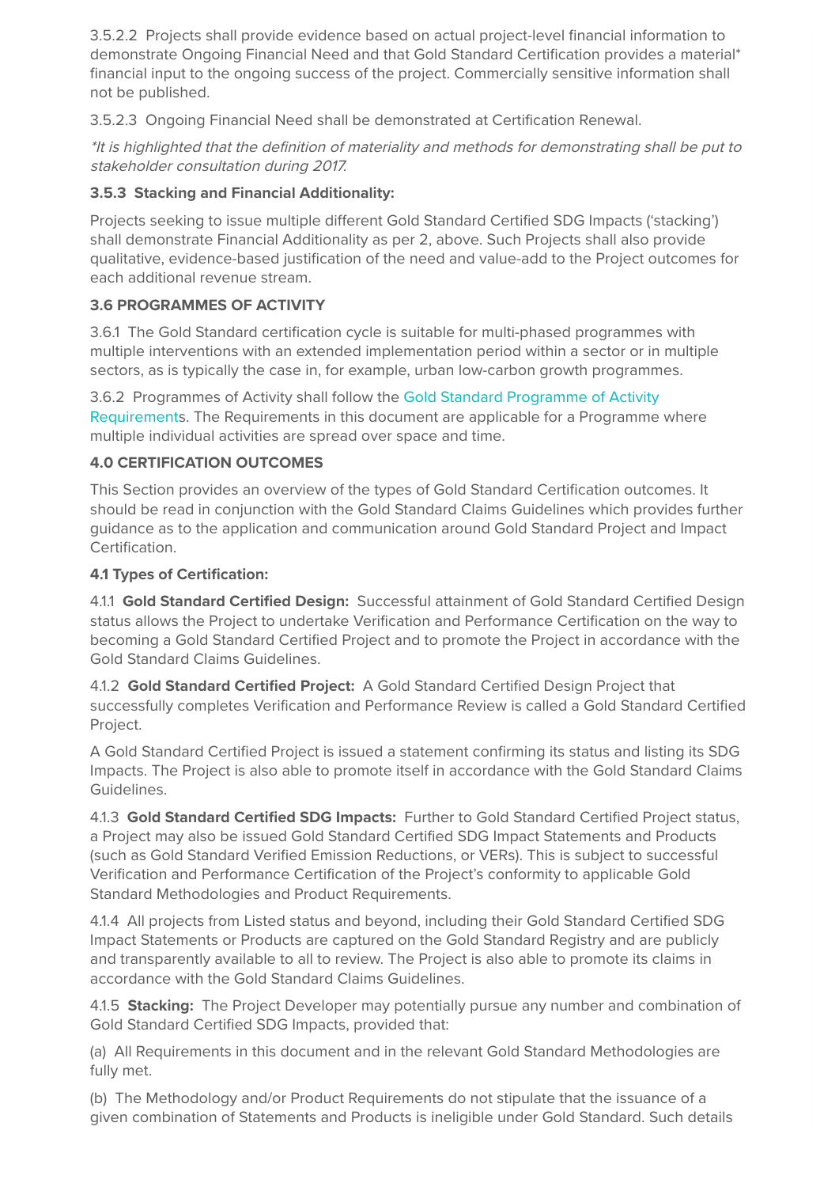3.5.2.2 Projects shall provide evidence based on actual project-level financial information to demonstrate Ongoing Financial Need and that Gold Standard Certification provides a material* financial input to the ongoing success of the project. Commercially sensitive information shall not be published.

3.5.2.3 Ongoing Financial Need shall be demonstrated at Certification Renewal.

*\*It is highlighted that the definition of materiality and methods for demonstrating shall be put to stakeholder consultation during 2017.*

**3.5.3 Stacking and Financial Additionality:**

Projects seeking to issue multiple different Gold Standard Certified SDG Impacts ('stacking') shall demonstrate Financial Additionality as per 2, above. Such Projects shall also provide qualitative, evidence-based justification of the need and value-add to the Project outcomes for each additional revenue stream.

**3.6 PROGRAMMES OF ACTIVITY**

3.6.1 The Gold Standard certification cycle is suitable for multi-phased programmes with multiple interventions with an extended implementation period within a sector or in multiple sectors, as is typically the case in, for example, urban low-carbon growth programmes.

3.6.2 Programmes of Activity shall follow the Gold Standard Programme of Activity Requirements. The Requirements in this document are applicable for a Programme where multiple individual activities are spread over space and time.

**4.0 CERTIFICATION OUTCOMES**

This Section provides an overview of the types of Gold Standard Certification outcomes. It should be read in conjunction with the Gold Standard Claims Guidelines which provides further guidance as to the application and communication around Gold Standard Project and Impact Certification.

**4.1 Types of Certification:**

4.1.1 **Gold Standard Certified Design:** Successful attainment of Gold Standard Certified Design status allows the Project to undertake Verification and Performance Certification on the way to becoming a Gold Standard Certified Project and to promote the Project in accordance with the Gold Standard Claims Guidelines.

4.1.2 **Gold Standard Certified Project:** A Gold Standard Certified Design Project that successfully completes Verification and Performance Review is called a Gold Standard Certified Project.

A Gold Standard Certified Project is issued a statement confirming its status and listing its SDG Impacts. The Project is also able to promote itself in accordance with the Gold Standard Claims Guidelines.

4.1.3 **Gold Standard Certified SDG Impacts:** Further to Gold Standard Certified Project status, a Project may also be issued Gold Standard Certified SDG Impact Statements and Products (such as Gold Standard Verified Emission Reductions, or VERs). This is subject to successful Verification and Performance Certification of the Project's conformity to applicable Gold Standard Methodologies and Product Requirements.

4.1.4 All projects from Listed status and beyond, including their Gold Standard Certified SDG Impact Statements or Products are captured on the Gold Standard Registry and are publicly and transparently available to all to review. The Project is also able to promote its claims in accordance with the Gold Standard Claims Guidelines.

4.1.5 **Stacking:** The Project Developer may potentially pursue any number and combination of Gold Standard Certified SDG Impacts, provided that:

(a) All Requirements in this document and in the relevant Gold Standard Methodologies are fully met.

(b) The Methodology and/or Product Requirements do not stipulate that the issuance of a given combination of Statements and Products is ineligible under Gold Standard. Such details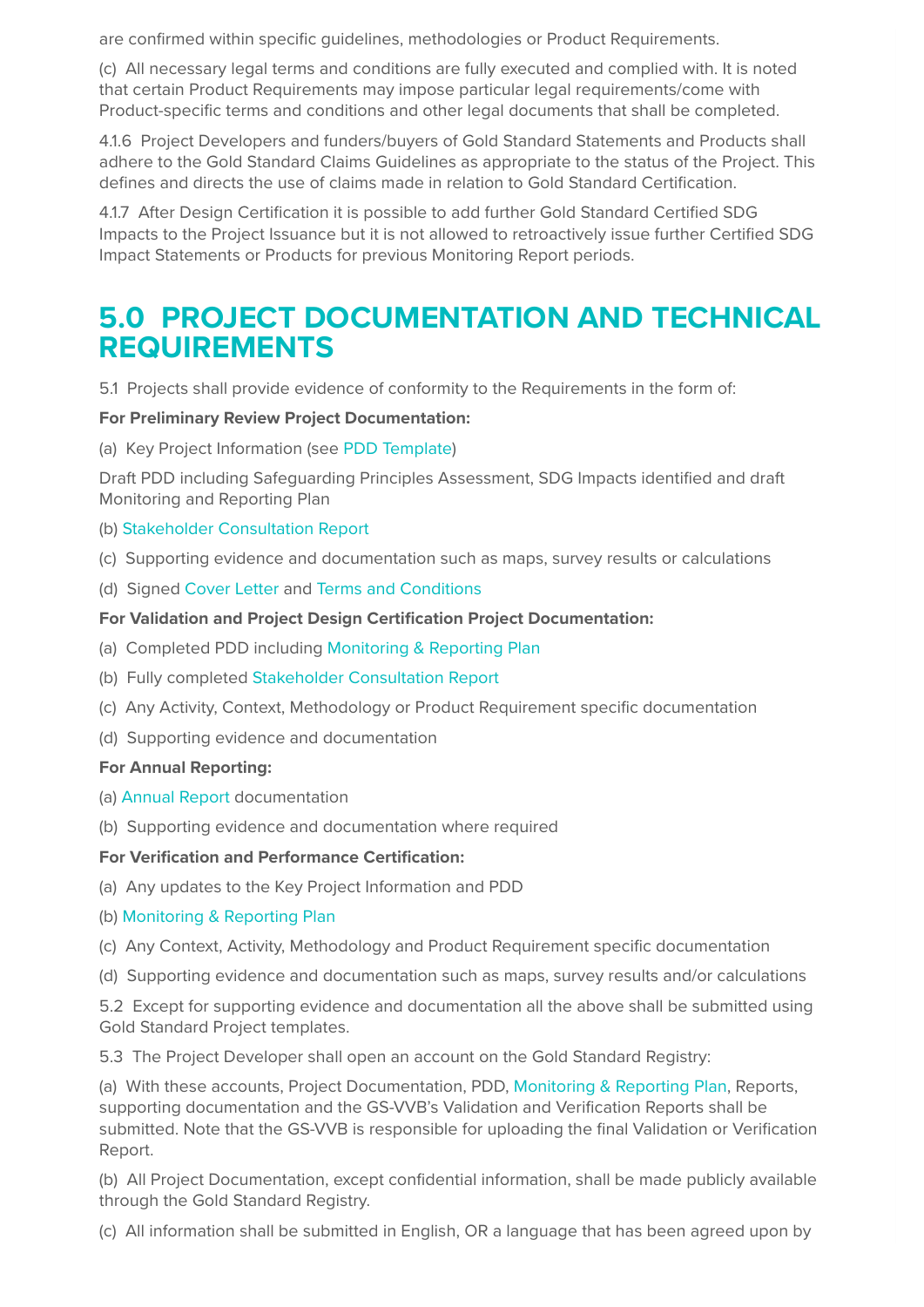are confirmed within specific guidelines, methodologies or Product Requirements.

(c) All necessary legal terms and conditions are fully executed and complied with. It is noted that certain Product Requirements may impose particular legal requirements/come with Product-specific terms and conditions and other legal documents that shall be completed.

4.1.6 Project Developers and funders/buyers of Gold Standard Statements and Products shall adhere to the Gold Standard Claims Guidelines as appropriate to the status of the Project. This defines and directs the use of claims made in relation to Gold Standard Certification.

4.1.7 After Design Certification it is possible to add further Gold Standard Certified SDG Impacts to the Project Issuance but it is not allowed to retroactively issue further Certified SDG Impact Statements or Products for previous Monitoring Report periods.

# 5.0 PROJECT DOCUMENTATION AND TECHNICAL REQUIREMENTS

5.1 Projects shall provide evidence of conformity to the Requirements in the form of:

**For Preliminary Review Project Documentation:**

(a) Key Project Information (see PDD Template)

Draft PDD including Safeguarding Principles Assessment, SDG Impacts identified and draft Monitoring and Reporting Plan

(b) Stakeholder Consultation Report

(c) Supporting evidence and documentation such as maps, survey results or calculations

(d) Signed Cover Letter and Terms and Conditions

**For Validation and Project Design Certification Project Documentation:**

(a) Completed PDD including Monitoring & Reporting Plan

(b) Fully completed Stakeholder Consultation Report

(c) Any Activity, Context, Methodology or Product Requirement specific documentation

(d) Supporting evidence and documentation

**For Annual Reporting:**

(a) Annual Report documentation

(b) Supporting evidence and documentation where required

**For Verification and Performance Certification:**

(a) Any updates to the Key Project Information and PDD

(b) Monitoring & Reporting Plan

(c) Any Context, Activity, Methodology and Product Requirement specific documentation

(d) Supporting evidence and documentation such as maps, survey results and/or calculations

5.2 Except for supporting evidence and documentation all the above shall be submitted using Gold Standard Project templates.

5.3 The Project Developer shall open an account on the Gold Standard Registry:

(a) With these accounts, Project Documentation, PDD, Monitoring & Reporting Plan, Reports, supporting documentation and the GS-VVB's Validation and Verification Reports shall be submitted. Note that the GS-VVB is responsible for uploading the final Validation or Verification Report.

(b) All Project Documentation, except confidential information, shall be made publicly available through the Gold Standard Registry.

(c) All information shall be submitted in English, OR a language that has been agreed upon by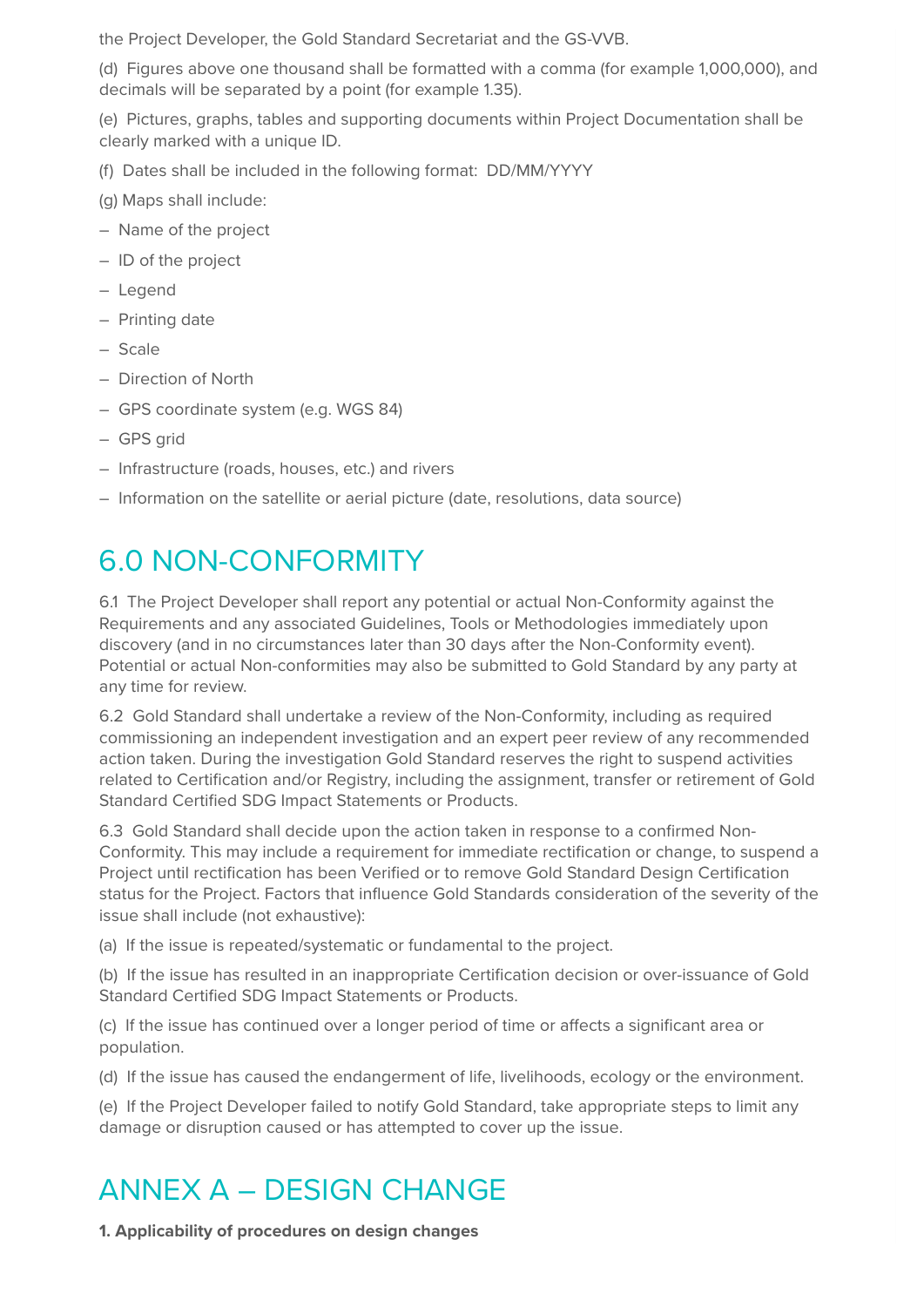the Project Developer, the Gold Standard Secretariat and the GS-VVB.

(d) Figures above one thousand shall be formatted with a comma (for example 1,000,000), and decimals will be separated by a point (for example 1.35).

(e) Pictures, graphs, tables and supporting documents within Project Documentation shall be clearly marked with a unique ID.

(f) Dates shall be included in the following format: DD/MM/YYYY

(g) Maps shall include:

- Name of the project
- ID of the project
- Legend
- Printing date
- Scale
- Direction of North
- GPS coordinate system (e.g. WGS 84)
- GPS grid
- Infrastructure (roads, houses, etc.) and rivers
- Information on the satellite or aerial picture (date, resolutions, data source)

# 6.0 NON-CONFORMITY

6.1 The Project Developer shall report any potential or actual Non-Conformity against the Requirements and any associated Guidelines, Tools or Methodologies immediately upon discovery (and in no circumstances later than 30 days after the Non-Conformity event). Potential or actual Non-conformities may also be submitted to Gold Standard by any party at any time for review.

6.2 Gold Standard shall undertake a review of the Non-Conformity, including as required commissioning an independent investigation and an expert peer review of any recommended action taken. During the investigation Gold Standard reserves the right to suspend activities related to Certification and/or Registry, including the assignment, transfer or retirement of Gold Standard Certified SDG Impact Statements or Products.

6.3 Gold Standard shall decide upon the action taken in response to a confirmed Non-Conformity. This may include a requirement for immediate rectification or change, to suspend a Project until rectification has been Verified or to remove Gold Standard Design Certification status for the Project. Factors that influence Gold Standards consideration of the severity of the issue shall include (not exhaustive):

(a) If the issue is repeated/systematic or fundamental to the project.

(b) If the issue has resulted in an inappropriate Certification decision or over-issuance of Gold Standard Certified SDG Impact Statements or Products.

(c) If the issue has continued over a longer period of time or affects a significant area or population.

(d) If the issue has caused the endangerment of life, livelihoods, ecology or the environment.

(e) If the Project Developer failed to notify Gold Standard, take appropriate steps to limit any damage or disruption caused or has attempted to cover up the issue.

# ANNEX A – DESIGN CHANGE

**1. Applicability of procedures on design changes**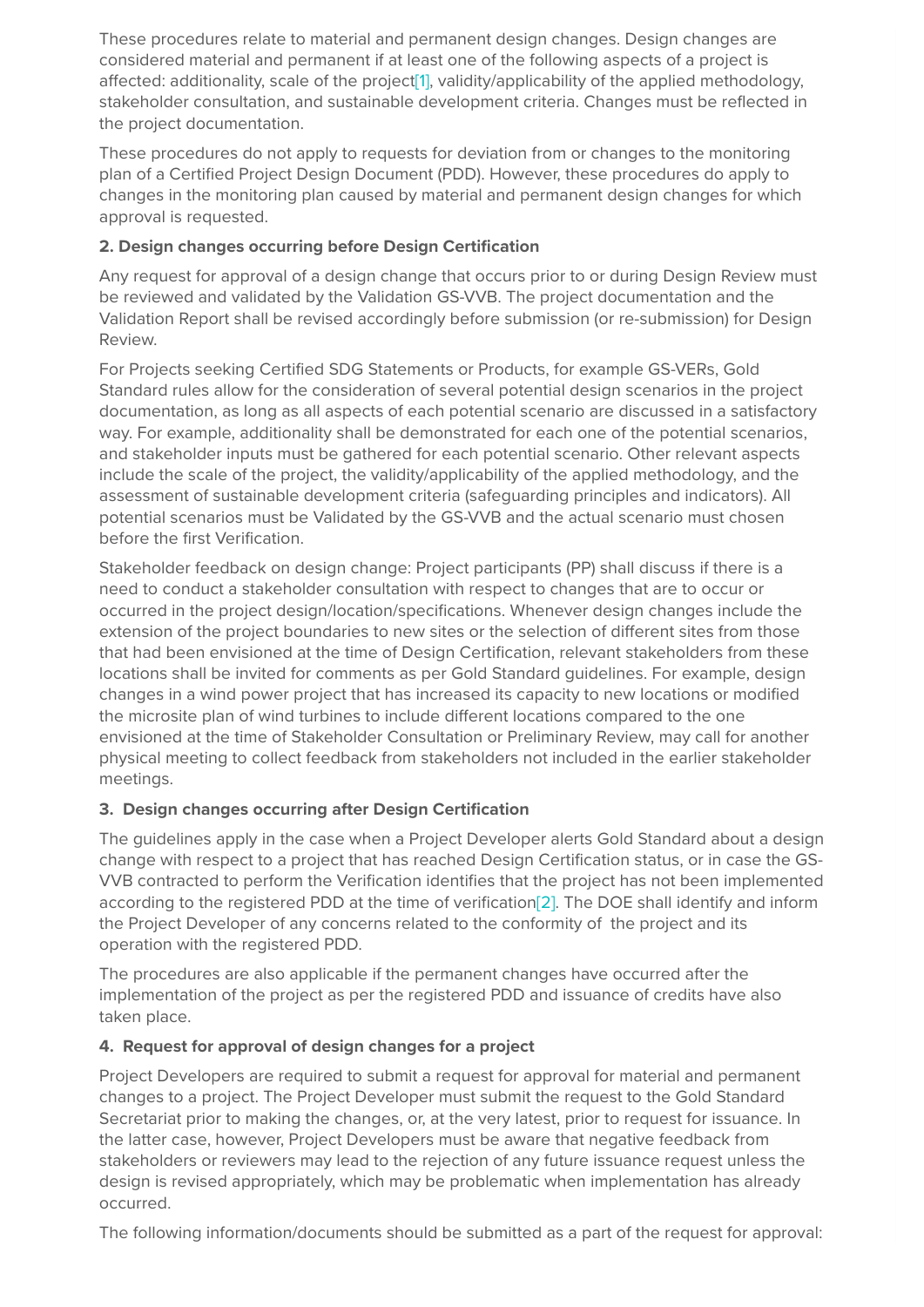These procedures relate to material and permanent design changes. Design changes are considered material and permanent if at least one of the following aspects of a project is affected: additionality, scale of the project[1], validity/applicability of the applied methodology, stakeholder consultation, and sustainable development criteria. Changes must be reflected in the project documentation.

These procedures do not apply to requests for deviation from or changes to the monitoring plan of a Certified Project Design Document (PDD). However, these procedures do apply to changes in the monitoring plan caused by material and permanent design changes for which approval is requested.

**2. Design changes occurring before Design Certification**

Any request for approval of a design change that occurs prior to or during Design Review must be reviewed and validated by the Validation GS-VVB. The project documentation and the Validation Report shall be revised accordingly before submission (or re-submission) for Design Review.

For Projects seeking Certified SDG Statements or Products, for example GS-VERs, Gold Standard rules allow for the consideration of several potential design scenarios in the project documentation, as long as all aspects of each potential scenario are discussed in a satisfactory way. For example, additionality shall be demonstrated for each one of the potential scenarios, and stakeholder inputs must be gathered for each potential scenario. Other relevant aspects include the scale of the project, the validity/applicability of the applied methodology, and the assessment of sustainable development criteria (safeguarding principles and indicators). All potential scenarios must be Validated by the GS-VVB and the actual scenario must chosen before the first Verification.

Stakeholder feedback on design change: Project participants (PP) shall discuss if there is a need to conduct a stakeholder consultation with respect to changes that are to occur or occurred in the project design/location/specifications. Whenever design changes include the extension of the project boundaries to new sites or the selection of different sites from those that had been envisioned at the time of Design Certification, relevant stakeholders from these locations shall be invited for comments as per Gold Standard guidelines. For example, design changes in a wind power project that has increased its capacity to new locations or modified the microsite plan of wind turbines to include different locations compared to the one envisioned at the time of Stakeholder Consultation or Preliminary Review, may call for another physical meeting to collect feedback from stakeholders not included in the earlier stakeholder meetings.

**3. Design changes occurring after Design Certification**

The guidelines apply in the case when a Project Developer alerts Gold Standard about a design change with respect to a project that has reached Design Certification status, or in case the GS-VVB contracted to perform the Verification identifies that the project has not been implemented according to the registered PDD at the time of verification[2]. The DOE shall identify and inform the Project Developer of any concerns related to the conformity of the project and its operation with the registered PDD.

The procedures are also applicable if the permanent changes have occurred after the implementation of the project as per the registered PDD and issuance of credits have also taken place.

**4. Request for approval of design changes for a project**

Project Developers are required to submit a request for approval for material and permanent changes to a project. The Project Developer must submit the request to the Gold Standard Secretariat prior to making the changes, or, at the very latest, prior to request for issuance. In the latter case, however, Project Developers must be aware that negative feedback from stakeholders or reviewers may lead to the rejection of any future issuance request unless the design is revised appropriately, which may be problematic when implementation has already occurred.

The following information/documents should be submitted as a part of the request for approval: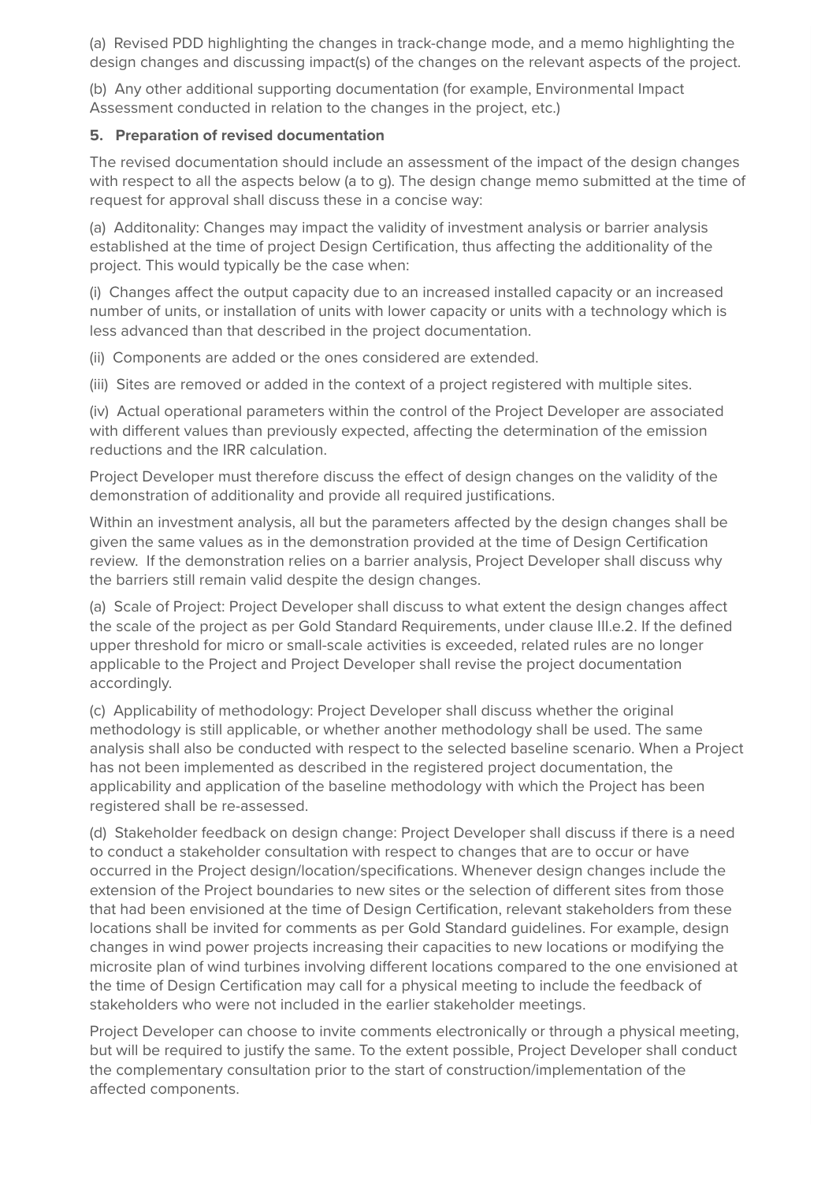(a) Revised PDD highlighting the changes in track-change mode, and a memo highlighting the design changes and discussing impact(s) of the changes on the relevant aspects of the project.

(b) Any other additional supporting documentation (for example, Environmental Impact Assessment conducted in relation to the changes in the project, etc.)

**5. Preparation of revised documentation**

The revised documentation should include an assessment of the impact of the design changes with respect to all the aspects below (a to g). The design change memo submitted at the time of request for approval shall discuss these in a concise way:

(a) Additonality: Changes may impact the validity of investment analysis or barrier analysis established at the time of project Design Certification, thus affecting the additionality of the project. This would typically be the case when:

(i) Changes affect the output capacity due to an increased installed capacity or an increased number of units, or installation of units with lower capacity or units with a technology which is less advanced than that described in the project documentation.

(ii) Components are added or the ones considered are extended.

(iii) Sites are removed or added in the context of a project registered with multiple sites.

(iv) Actual operational parameters within the control of the Project Developer are associated with different values than previously expected, affecting the determination of the emission reductions and the IRR calculation.

Project Developer must therefore discuss the effect of design changes on the validity of the demonstration of additionality and provide all required justifications.

Within an investment analysis, all but the parameters affected by the design changes shall be given the same values as in the demonstration provided at the time of Design Certification review. If the demonstration relies on a barrier analysis, Project Developer shall discuss why the barriers still remain valid despite the design changes.

(a) Scale of Project: Project Developer shall discuss to what extent the design changes affect the scale of the project as per Gold Standard Requirements, under clause III.e.2. If the defined upper threshold for micro or small-scale activities is exceeded, related rules are no longer applicable to the Project and Project Developer shall revise the project documentation accordingly.

(c) Applicability of methodology: Project Developer shall discuss whether the original methodology is still applicable, or whether another methodology shall be used. The same analysis shall also be conducted with respect to the selected baseline scenario. When a Project has not been implemented as described in the registered project documentation, the applicability and application of the baseline methodology with which the Project has been registered shall be re-assessed.

(d) Stakeholder feedback on design change: Project Developer shall discuss if there is a need to conduct a stakeholder consultation with respect to changes that are to occur or have occurred in the Project design/location/specifications. Whenever design changes include the extension of the Project boundaries to new sites or the selection of different sites from those that had been envisioned at the time of Design Certification, relevant stakeholders from these locations shall be invited for comments as per Gold Standard guidelines. For example, design changes in wind power projects increasing their capacities to new locations or modifying the microsite plan of wind turbines involving different locations compared to the one envisioned at the time of Design Certification may call for a physical meeting to include the feedback of stakeholders who were not included in the earlier stakeholder meetings.

Project Developer can choose to invite comments electronically or through a physical meeting, but will be required to justify the same. To the extent possible, Project Developer shall conduct the complementary consultation prior to the start of construction/implementation of the affected components.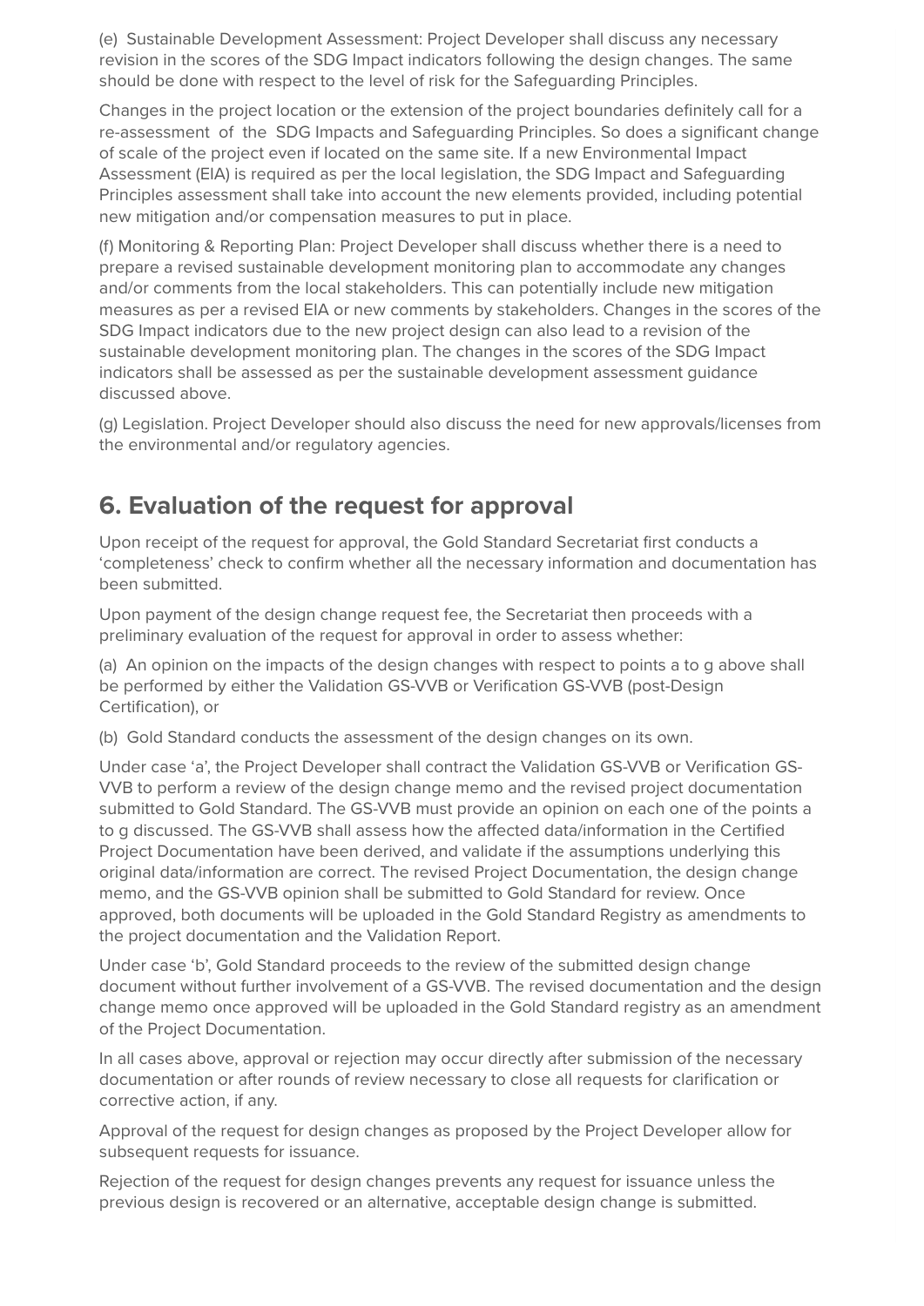(e) Sustainable Development Assessment: Project Developer shall discuss any necessary revision in the scores of the SDG Impact indicators following the design changes. The same should be done with respect to the level of risk for the Safeguarding Principles.

Changes in the project location or the extension of the project boundaries definitely call for a re-assessment of the SDG Impacts and Safeguarding Principles. So does a significant change of scale of the project even if located on the same site. If a new Environmental Impact Assessment (EIA) is required as per the local legislation, the SDG Impact and Safeguarding Principles assessment shall take into account the new elements provided, including potential new mitigation and/or compensation measures to put in place.

(f) Monitoring & Reporting Plan: Project Developer shall discuss whether there is a need to prepare a revised sustainable development monitoring plan to accommodate any changes and/or comments from the local stakeholders. This can potentially include new mitigation measures as per a revised EIA or new comments by stakeholders. Changes in the scores of the SDG Impact indicators due to the new project design can also lead to a revision of the sustainable development monitoring plan. The changes in the scores of the SDG Impact indicators shall be assessed as per the sustainable development assessment guidance discussed above.

(g) Legislation. Project Developer should also discuss the need for new approvals/licenses from the environmental and/or regulatory agencies.

## 6. Evaluation of the request for approval

Upon receipt of the request for approval, the Gold Standard Secretariat first conducts a 'completeness' check to confirm whether all the necessary information and documentation has been submitted.

Upon payment of the design change request fee, the Secretariat then proceeds with a preliminary evaluation of the request for approval in order to assess whether:

(a) An opinion on the impacts of the design changes with respect to points a to g above shall be performed by either the Validation GS-VVB or Verification GS-VVB (post-Design Certification), or

(b) Gold Standard conducts the assessment of the design changes on its own.

Under case 'a', the Project Developer shall contract the Validation GS-VVB or Verification GS-VVB to perform a review of the design change memo and the revised project documentation submitted to Gold Standard. The GS-VVB must provide an opinion on each one of the points a to g discussed. The GS-VVB shall assess how the affected data/information in the Certified Project Documentation have been derived, and validate if the assumptions underlying this original data/information are correct. The revised Project Documentation, the design change memo, and the GS-VVB opinion shall be submitted to Gold Standard for review. Once approved, both documents will be uploaded in the Gold Standard Registry as amendments to the project documentation and the Validation Report.

Under case 'b', Gold Standard proceeds to the review of the submitted design change document without further involvement of a GS-VVB. The revised documentation and the design change memo once approved will be uploaded in the Gold Standard registry as an amendment of the Project Documentation.

In all cases above, approval or rejection may occur directly after submission of the necessary documentation or after rounds of review necessary to close all requests for clarification or corrective action, if any.

Approval of the request for design changes as proposed by the Project Developer allow for subsequent requests for issuance.

Rejection of the request for design changes prevents any request for issuance unless the previous design is recovered or an alternative, acceptable design change is submitted.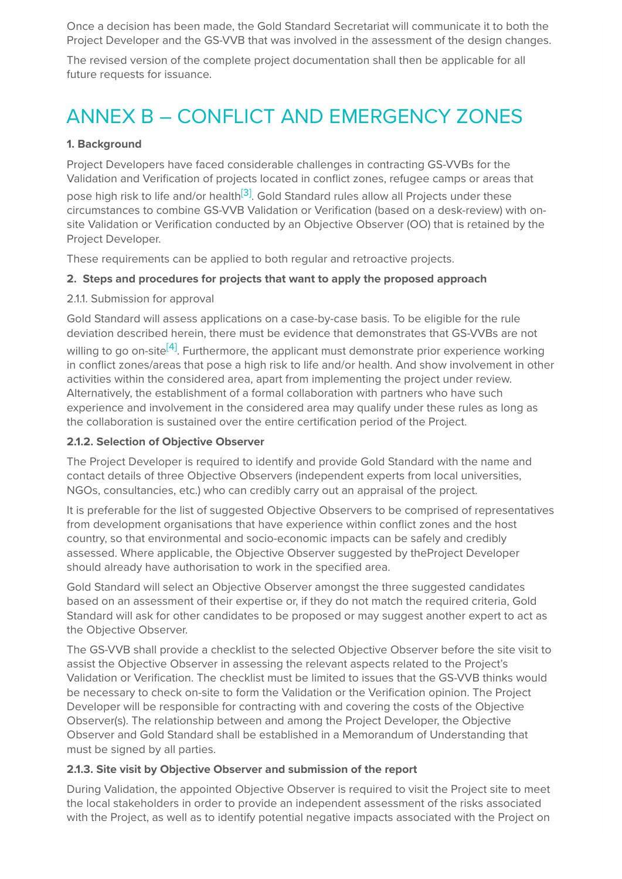Once a decision has been made, the Gold Standard Secretariat will communicate it to both the Project Developer and the GS-VVB that was involved in the assessment of the design changes.

The revised version of the complete project documentation shall then be applicable for all future requests for issuance.

# ANNEX B – CONFLICT AND EMERGENCY ZONES

**1. Background**

Project Developers have faced considerable challenges in contracting GS-VVBs for the Validation and Verification of projects located in conflict zones, refugee camps or areas that pose high risk to life and/or health[3]. Gold Standard rules allow all Projects under these circumstances to combine GS-VVB Validation or Verification (based on a desk-review) with on-site Validation or Verification conducted by an Objective Observer (OO) that is retained by the Project Developer.

These requirements can be applied to both regular and retroactive projects.

**2. Steps and procedures for projects that want to apply the proposed approach**

2.1.1. Submission for approval

Gold Standard will assess applications on a case-by-case basis. To be eligible for the rule deviation described herein, there must be evidence that demonstrates that GS-VVBs are not willing to go on-site[4]. Furthermore, the applicant must demonstrate prior experience working in conflict zones/areas that pose a high risk to life and/or health. And show involvement in other activities within the considered area, apart from implementing the project under review. Alternatively, the establishment of a formal collaboration with partners who have such experience and involvement in the considered area may qualify under these rules as long as the collaboration is sustained over the entire certification period of the Project.

**2.1.2. Selection of Objective Observer**

The Project Developer is required to identify and provide Gold Standard with the name and contact details of three Objective Observers (independent experts from local universities, NGOs, consultancies, etc.) who can credibly carry out an appraisal of the project.

It is preferable for the list of suggested Objective Observers to be comprised of representatives from development organisations that have experience within conflict zones and the host country, so that environmental and socio-economic impacts can be safely and credibly assessed. Where applicable, the Objective Observer suggested by theProject Developer should already have authorisation to work in the specified area.

Gold Standard will select an Objective Observer amongst the three suggested candidates based on an assessment of their expertise or, if they do not match the required criteria, Gold Standard will ask for other candidates to be proposed or may suggest another expert to act as the Objective Observer.

The GS-VVB shall provide a checklist to the selected Objective Observer before the site visit to assist the Objective Observer in assessing the relevant aspects related to the Project's Validation or Verification. The checklist must be limited to issues that the GS-VVB thinks would be necessary to check on-site to form the Validation or the Verification opinion. The Project Developer will be responsible for contracting with and covering the costs of the Objective Observer(s). The relationship between and among the Project Developer, the Objective Observer and Gold Standard shall be established in a Memorandum of Understanding that must be signed by all parties.

**2.1.3. Site visit by Objective Observer and submission of the report**

During Validation, the appointed Objective Observer is required to visit the Project site to meet the local stakeholders in order to provide an independent assessment of the risks associated with the Project, as well as to identify potential negative impacts associated with the Project on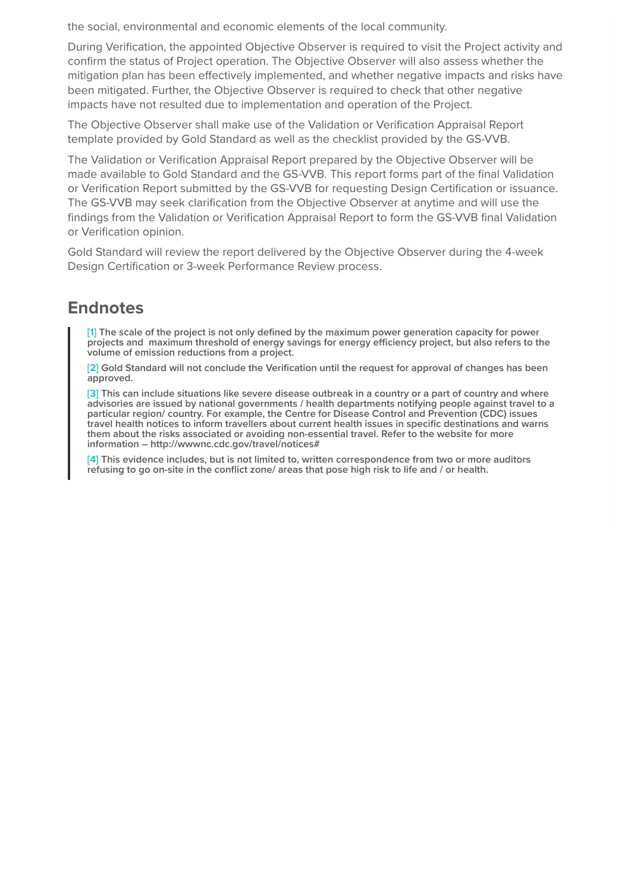the social, environmental and economic elements of the local community.

During Verification, the appointed Objective Observer is required to visit the Project activity and confirm the status of Project operation. The Objective Observer will also assess whether the mitigation plan has been effectively implemented, and whether negative impacts and risks have been mitigated. Further, the Objective Observer is required to check that other negative impacts have not resulted due to implementation and operation of the Project.

The Objective Observer shall make use of the Validation or Verification Appraisal Report template provided by Gold Standard as well as the checklist provided by the GS-VVB.

The Validation or Verification Appraisal Report prepared by the Objective Observer will be made available to Gold Standard and the GS-VVB. This report forms part of the final Validation or Verification Report submitted by the GS-VVB for requesting Design Certification or issuance. The GS-VVB may seek clarification from the Objective Observer at anytime and will use the findings from the Validation or Verification Appraisal Report to form the GS-VVB final Validation or Verification opinion.

Gold Standard will review the report delivered by the Objective Observer during the 4-week Design Certification or 3-week Performance Review process.

## Endnotes

> [1] **The scale of the project is not only defined by the maximum power generation capacity for power projects and maximum threshold of energy savings for energy efficiency project, but also refers to the volume of emission reductions from a project.**
>
> [2] **Gold Standard will not conclude the Verification until the request for approval of changes has been approved.**
>
> [3] **This can include situations like severe disease outbreak in a country or a part of country and where advisories are issued by national governments / health departments notifying people against travel to a particular region/ country. For example, the Centre for Disease Control and Prevention (CDC) issues travel health notices to inform travellers about current health issues in specific destinations and warns them about the risks associated or avoiding non-essential travel. Refer to the website for more information – http://wwwnc.cdc.gov/travel/notices#**
>
> [4] **This evidence includes, but is not limited to, written correspondence from two or more auditors refusing to go on-site in the conflict zone/ areas that pose high risk to life and / or health.**